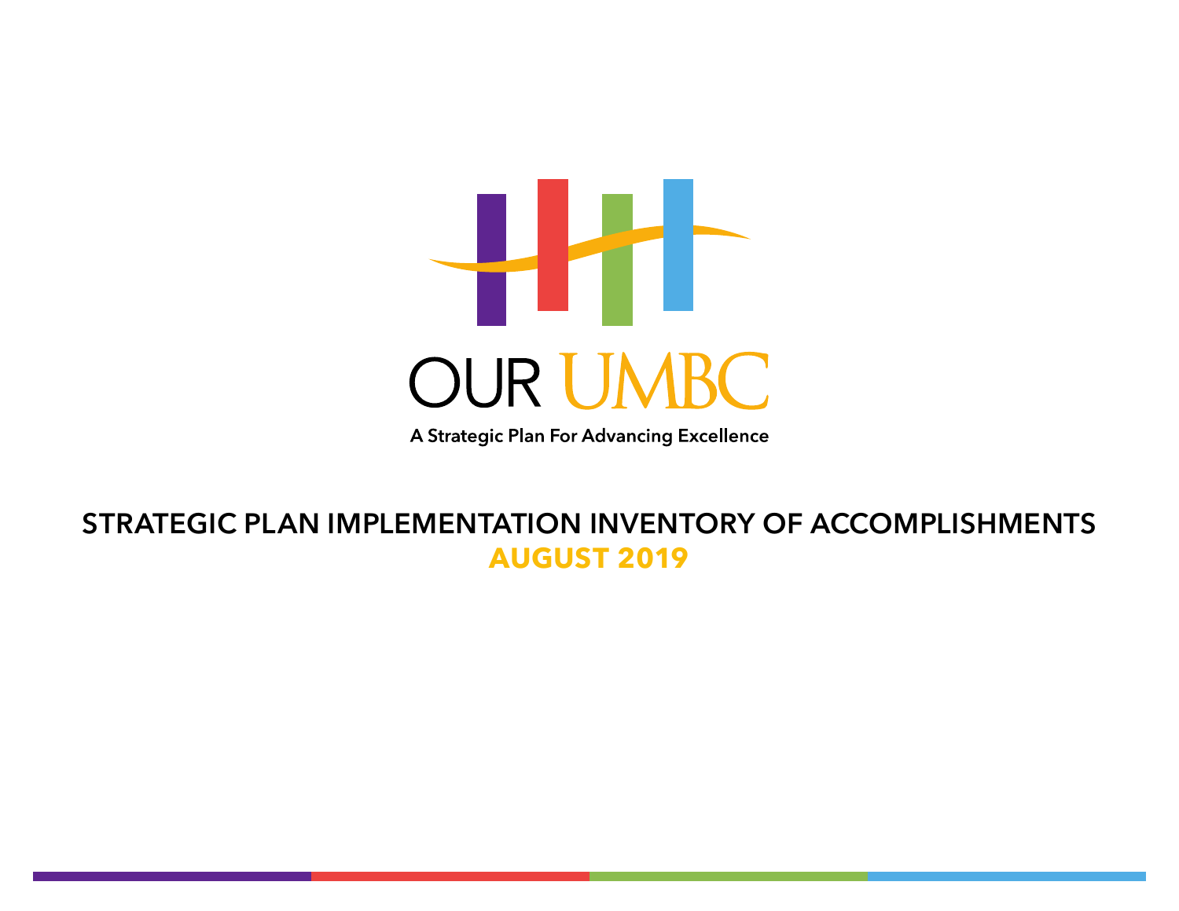# OUR UMBC

A Strategic Plan For Advancing Excellence

## STRATEGIC PLAN IMPLEMENTATION INVENTORY OF ACCOMPLISHMENTS

**AUGUST 2019**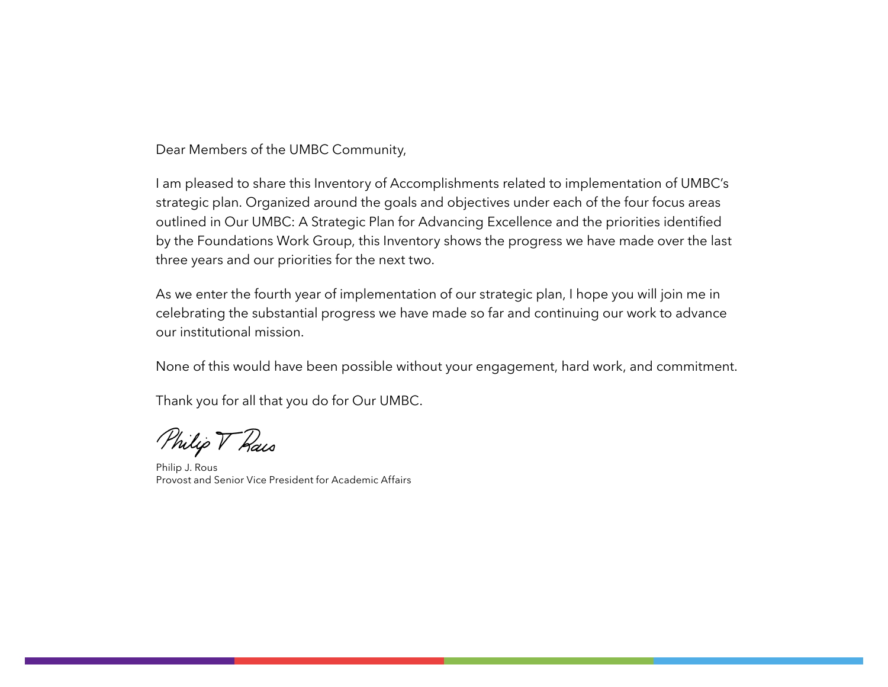Dear Members of the UMBC Community,

I am pleased to share this Inventory of Accomplishments related to implementation of UMBC's strategic plan. Organized around the goals and objectives under each of the four focus areas outlined in Our UMBC: A Strategic Plan for Advancing Excellence and the priorities identified by the Foundations Work Group, this Inventory shows the progress we have made over the last three years and our priorities for the next two.

As we enter the fourth year of implementation of our strategic plan, I hope you will join me in celebrating the substantial progress we have made so far and continuing our work to advance our institutional mission.

None of this would have been possible without your engagement, hard work, and commitment.

Thank you for all that you do for Our UMBC.

Philip J. Rous  
Provost and Senior Vice President for Academic Affairs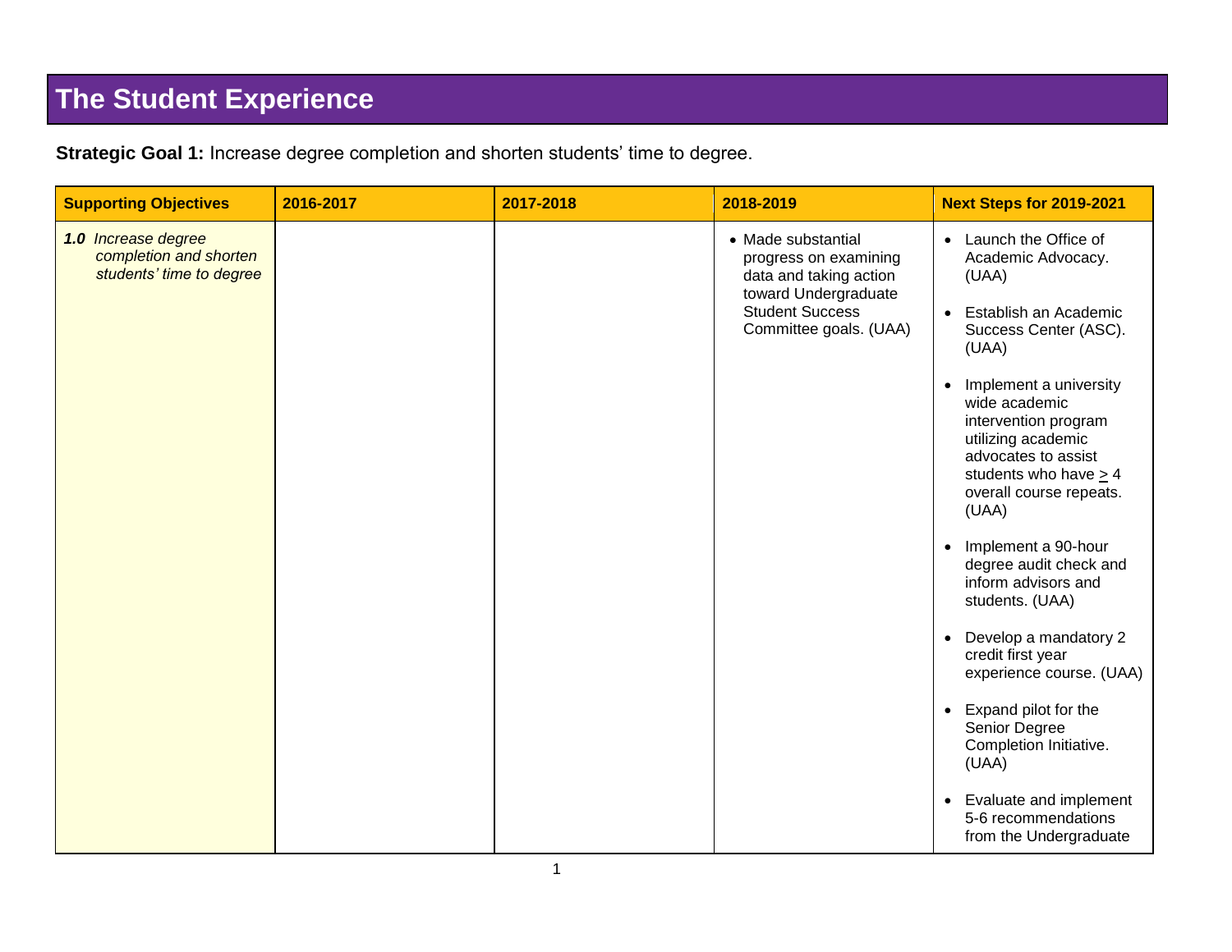# The Student Experience

**Strategic Goal 1:** Increase degree completion and shorten students' time to degree.

| Supporting Objectives | 2016-2017 | 2017-2018 | 2018-2019 | Next Steps for 2019-2021 |
|---|---|---|---|---|
| ***1.0*** *Increase degree completion and shorten students' time to degree* | | | • Made substantial progress on examining data and taking action toward Undergraduate Student Success Committee goals. (UAA) | • Launch the Office of Academic Advocacy. (UAA)<br><br>• Establish an Academic Success Center (ASC). (UAA)<br><br>• Implement a university wide academic intervention program utilizing academic advocates to assist students who have $\geq$ 4 overall course repeats. (UAA)<br><br>• Implement a 90-hour degree audit check and inform advisors and students. (UAA)<br><br>• Develop a mandatory 2 credit first year experience course. (UAA)<br><br>• Expand pilot for the Senior Degree Completion Initiative. (UAA)<br><br>• Evaluate and implement 5-6 recommendations from the Undergraduate |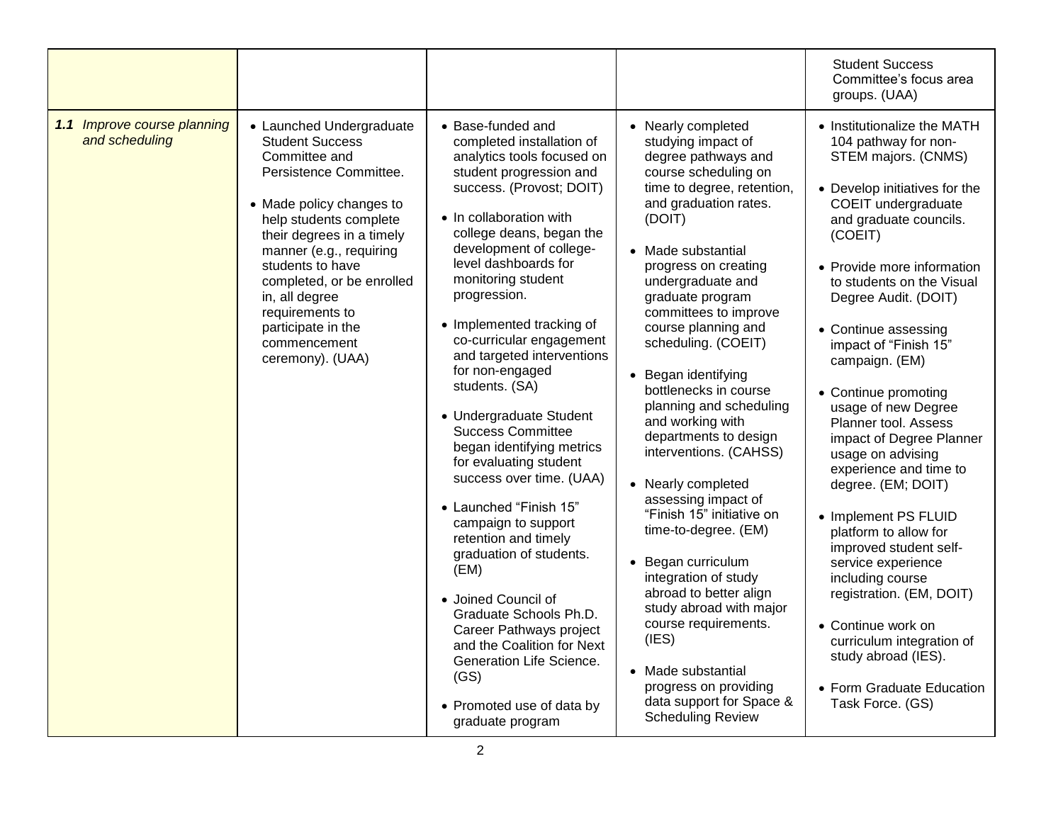| | | | | |
|---|---|---|---|---|
| | | | | Student Success Committee's focus area groups. (UAA) |
| ***1.1*** *Improve course planning and scheduling* | • Launched Undergraduate Student Success Committee and Persistence Committee.<br><br>• Made policy changes to help students complete their degrees in a timely manner (e.g., requiring students to have completed, or be enrolled in, all degree requirements to participate in the commencement ceremony). (UAA) | • Base-funded and completed installation of analytics tools focused on student progression and success. (Provost; DOIT)<br><br>• In collaboration with college deans, began the development of college-level dashboards for monitoring student progression.<br><br>• Implemented tracking of co-curricular engagement and targeted interventions for non-engaged students. (SA)<br><br>• Undergraduate Student Success Committee began identifying metrics for evaluating student success over time. (UAA)<br><br>• Launched "Finish 15" campaign to support retention and timely graduation of students. (EM)<br><br>• Joined Council of Graduate Schools Ph.D. Career Pathways project and the Coalition for Next Generation Life Science. (GS)<br><br>• Promoted use of data by graduate program | • Nearly completed studying impact of degree pathways and course scheduling on time to degree, retention, and graduation rates. (DOIT)<br><br>• Made substantial progress on creating undergraduate and graduate program committees to improve course planning and scheduling. (COEIT)<br><br>• Began identifying bottlenecks in course planning and scheduling and working with departments to design interventions. (CAHSS)<br><br>• Nearly completed assessing impact of "Finish 15" initiative on time-to-degree. (EM)<br><br>• Began curriculum integration of study abroad to better align study abroad with major course requirements. (IES)<br><br>• Made substantial progress on providing data support for Space & Scheduling Review | • Institutionalize the MATH 104 pathway for non-STEM majors. (CNMS)<br><br>• Develop initiatives for the COEIT undergraduate and graduate councils. (COEIT)<br><br>• Provide more information to students on the Visual Degree Audit. (DOIT)<br><br>• Continue assessing impact of "Finish 15" campaign. (EM)<br><br>• Continue promoting usage of new Degree Planner tool. Assess impact of Degree Planner usage on advising experience and time to degree. (EM; DOIT)<br><br>• Implement PS FLUID platform to allow for improved student self-service experience including course registration. (EM, DOIT)<br><br>• Continue work on curriculum integration of study abroad (IES).<br><br>• Form Graduate Education Task Force. (GS) |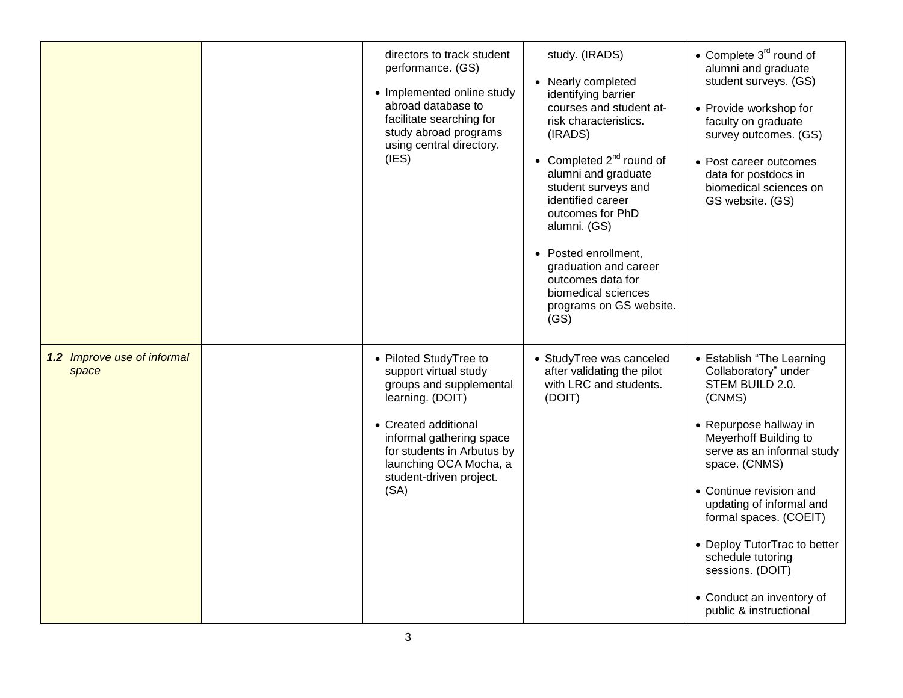| | | | | |
|---|---|---|---|---|
| | | directors to track student performance. (GS)<br><br>• Implemented online study abroad database to facilitate searching for study abroad programs using central directory. (IES) | study. (IRADS)<br><br>• Nearly completed identifying barrier courses and student at-risk characteristics. (IRADS)<br><br>• Completed 2nd round of alumni and graduate student surveys and identified career outcomes for PhD alumni. (GS)<br><br>• Posted enrollment, graduation and career outcomes data for biomedical sciences programs on GS website. (GS) | • Complete 3rd round of alumni and graduate student surveys. (GS)<br><br>• Provide workshop for faculty on graduate survey outcomes. (GS)<br><br>• Post career outcomes data for postdocs in biomedical sciences on GS website. (GS) |
| ***1.2*** *Improve use of informal space* | | • Piloted StudyTree to support virtual study groups and supplemental learning. (DOIT)<br><br>• Created additional informal gathering space for students in Arbutus by launching OCA Mocha, a student-driven project. (SA) | • StudyTree was canceled after validating the pilot with LRC and students. (DOIT) | • Establish "The Learning Collaboratory" under STEM BUILD 2.0. (CNMS)<br><br>• Repurpose hallway in Meyerhoff Building to serve as an informal study space. (CNMS)<br><br>• Continue revision and updating of informal and formal spaces. (COEIT)<br><br>• Deploy TutorTrac to better schedule tutoring sessions. (DOIT)<br><br>• Conduct an inventory of public & instructional |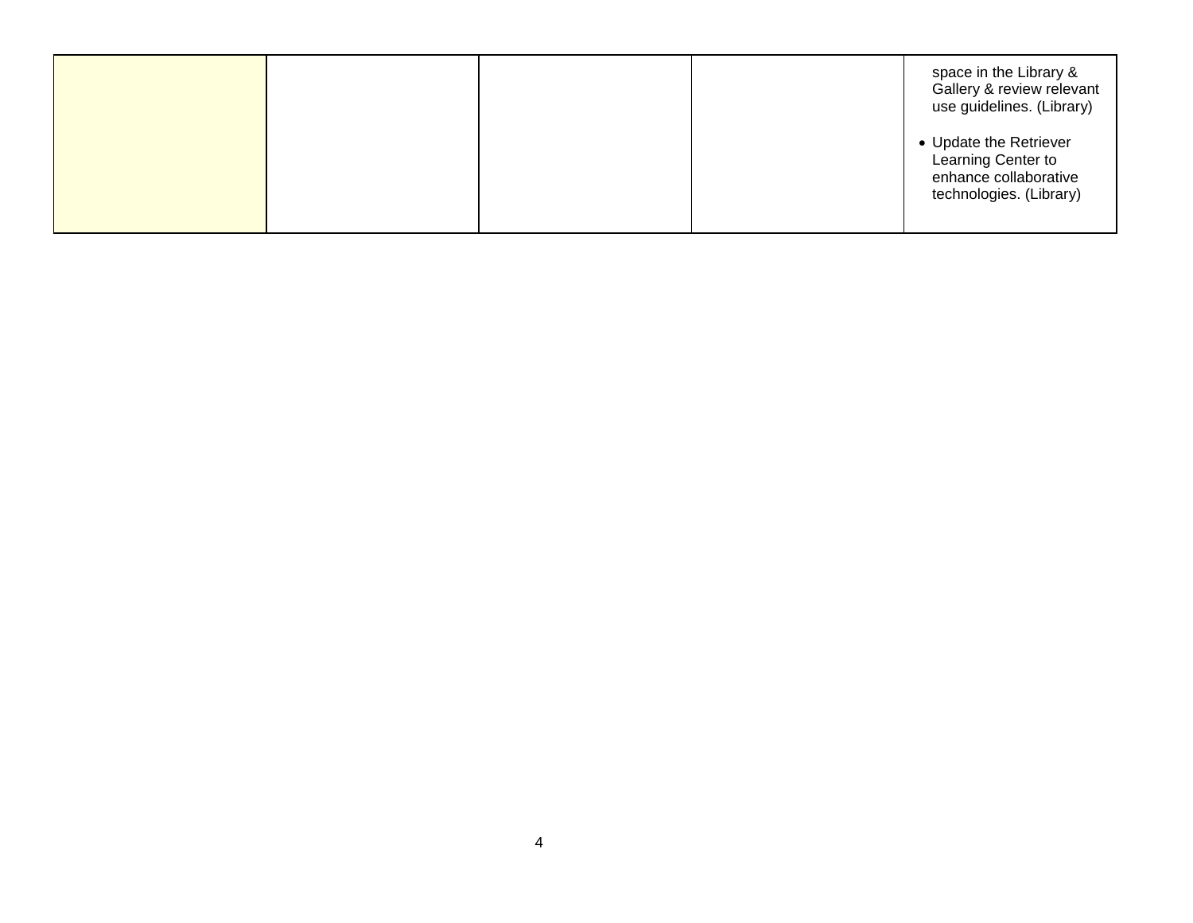| | | | | |
|---|---|---|---|---|
| | | | | space in the Library & Gallery & review relevant use guidelines. (Library)<br><br>• Update the Retriever Learning Center to enhance collaborative technologies. (Library) |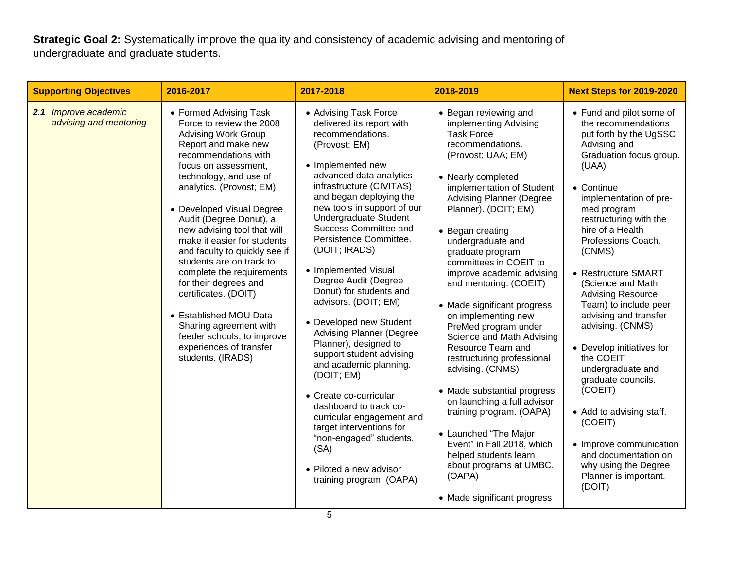**Strategic Goal 2:** Systematically improve the quality and consistency of academic advising and mentoring of undergraduate and graduate students.

| Supporting Objectives | 2016-2017 | 2017-2018 | 2018-2019 | Next Steps for 2019-2020 |
|---|---|---|---|---|
| ***2.1*** *Improve academic advising and mentoring* | • Formed Advising Task Force to review the 2008 Advising Work Group Report and make new recommendations with focus on assessment, technology, and use of analytics. (Provost; EM)<br><br>• Developed Visual Degree Audit (Degree Donut), a new advising tool that will make it easier for students and faculty to quickly see if students are on track to complete the requirements for their degrees and certificates. (DOIT)<br><br>• Established MOU Data Sharing agreement with feeder schools, to improve experiences of transfer students. (IRADS) | • Advising Task Force delivered its report with recommendations. (Provost; EM)<br><br>• Implemented new advanced data analytics infrastructure (CIVITAS) and began deploying the new tools in support of our Undergraduate Student Success Committee and Persistence Committee. (DOIT; IRADS)<br><br>• Implemented Visual Degree Audit (Degree Donut) for students and advisors. (DOIT; EM)<br><br>• Developed new Student Advising Planner (Degree Planner), designed to support student advising and academic planning. (DOIT; EM)<br><br>• Create co-curricular dashboard to track co-curricular engagement and target interventions for "non-engaged" students. (SA)<br><br>• Piloted a new advisor training program. (OAPA) | • Began reviewing and implementing Advising Task Force recommendations. (Provost; UAA; EM)<br><br>• Nearly completed implementation of Student Advising Planner (Degree Planner). (DOIT; EM)<br><br>• Began creating undergraduate and graduate program committees in COEIT to improve academic advising and mentoring. (COEIT)<br><br>• Made significant progress on implementing new PreMed program under Science and Math Advising Resource Team and restructuring professional advising. (CNMS)<br><br>• Made substantial progress on launching a full advisor training program. (OAPA)<br><br>• Launched "The Major Event" in Fall 2018, which helped students learn about programs at UMBC. (OAPA)<br><br>• Made significant progress | • Fund and pilot some of the recommendations put forth by the UgSSC Advising and Graduation focus group. (UAA)<br><br>• Continue implementation of pre-med program restructuring with the hire of a Health Professions Coach. (CNMS)<br><br>• Restructure SMART (Science and Math Advising Resource Team) to include peer advising and transfer advising. (CNMS)<br><br>• Develop initiatives for the COEIT undergraduate and graduate councils. (COEIT)<br><br>• Add to advising staff. (COEIT)<br><br>• Improve communication and documentation on why using the Degree Planner is important. (DOIT) |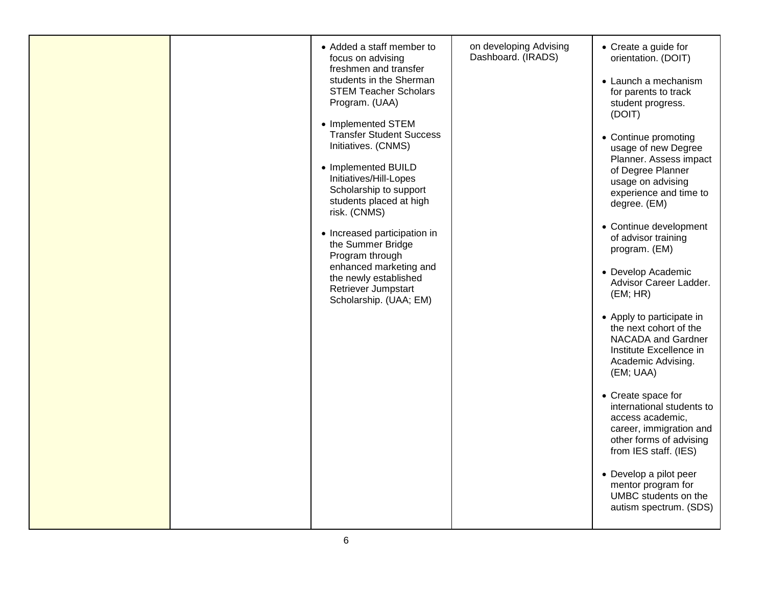| | | | | |
|---|---|---|---|---|
| | | • Added a staff member to focus on advising freshmen and transfer students in the Sherman STEM Teacher Scholars Program. (UAA)<br><br>• Implemented STEM Transfer Student Success Initiatives. (CNMS)<br><br>• Implemented BUILD Initiatives/Hill-Lopes Scholarship to support students placed at high risk. (CNMS)<br><br>• Increased participation in the Summer Bridge Program through enhanced marketing and the newly established Retriever Jumpstart Scholarship. (UAA; EM) | on developing Advising Dashboard. (IRADS) | • Create a guide for orientation. (DOIT)<br><br>• Launch a mechanism for parents to track student progress. (DOIT)<br><br>• Continue promoting usage of new Degree Planner. Assess impact of Degree Planner usage on advising experience and time to degree. (EM)<br><br>• Continue development of advisor training program. (EM)<br><br>• Develop Academic Advisor Career Ladder. (EM; HR)<br><br>• Apply to participate in the next cohort of the NACADA and Gardner Institute Excellence in Academic Advising. (EM; UAA)<br><br>• Create space for international students to access academic, career, immigration and other forms of advising from IES staff. (IES)<br><br>• Develop a pilot peer mentor program for UMBC students on the autism spectrum. (SDS) |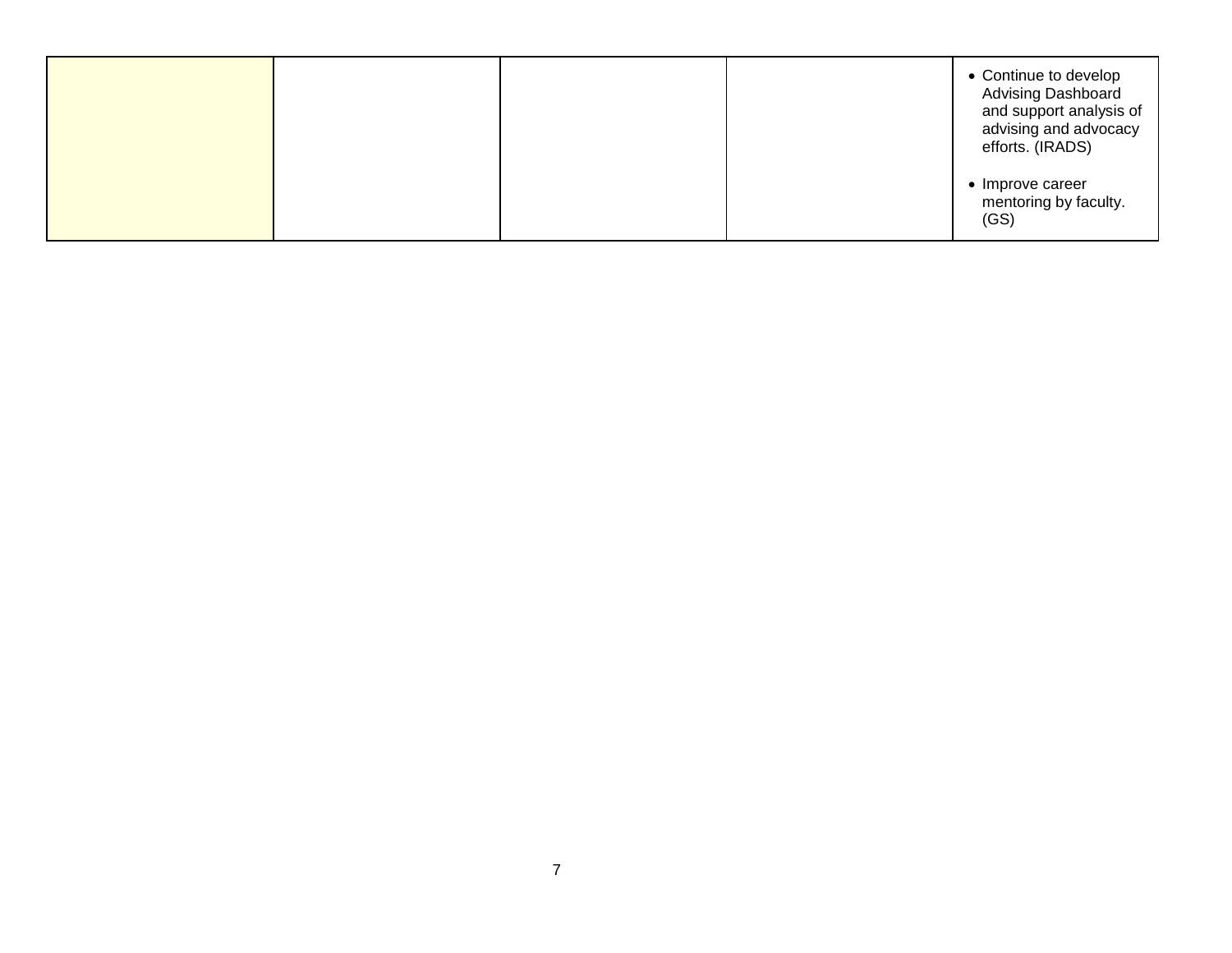| | | | | |
|---|---|---|---|---|
| | | | | • Continue to develop Advising Dashboard and support analysis of advising and advocacy efforts. (IRADS)<br><br>• Improve career mentoring by faculty. (GS) |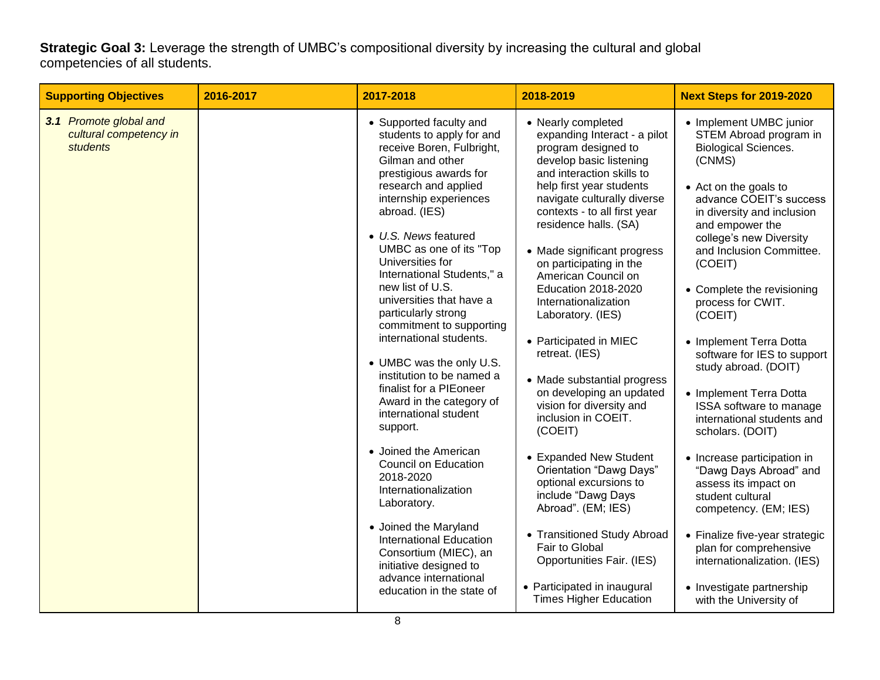**Strategic Goal 3:** Leverage the strength of UMBC's compositional diversity by increasing the cultural and global competencies of all students.

| Supporting Objectives | 2016-2017 | 2017-2018 | 2018-2019 | Next Steps for 2019-2020 |
| --- | --- | --- | --- | --- |
| ***3.1*** *Promote global and cultural competency in students* | | • Supported faculty and students to apply for and receive Boren, Fulbright, Gilman and other prestigious awards for research and applied internship experiences abroad. (IES)<br><br>• *U.S. News* featured UMBC as one of its "Top Universities for International Students," a new list of U.S. universities that have a particularly strong commitment to supporting international students.<br><br>• UMBC was the only U.S. institution to be named a finalist for a PIEoneer Award in the category of international student support.<br><br>• Joined the American Council on Education 2018-2020 Internationalization Laboratory.<br><br>• Joined the Maryland International Education Consortium (MIEC), an initiative designed to advance international education in the state of | • Nearly completed expanding Interact - a pilot program designed to develop basic listening and interaction skills to help first year students navigate culturally diverse contexts - to all first year residence halls. (SA)<br><br>• Made significant progress on participating in the American Council on Education 2018-2020 Internationalization Laboratory. (IES)<br><br>• Participated in MIEC retreat. (IES)<br><br>• Made substantial progress on developing an updated vision for diversity and inclusion in COEIT. (COEIT)<br><br>• Expanded New Student Orientation "Dawg Days" optional excursions to include "Dawg Days Abroad". (EM; IES)<br><br>• Transitioned Study Abroad Fair to Global Opportunities Fair. (IES)<br><br>• Participated in inaugural Times Higher Education | • Implement UMBC junior STEM Abroad program in Biological Sciences. (CNMS)<br><br>• Act on the goals to advance COEIT's success in diversity and inclusion and empower the college's new Diversity and Inclusion Committee. (COEIT)<br><br>• Complete the revisioning process for CWIT. (COEIT)<br><br>• Implement Terra Dotta software for IES to support study abroad. (DOIT)<br><br>• Implement Terra Dotta ISSA software to manage international students and scholars. (DOIT)<br><br>• Increase participation in "Dawg Days Abroad" and assess its impact on student cultural competency. (EM; IES)<br><br>• Finalize five-year strategic plan for comprehensive internationalization. (IES)<br><br>• Investigate partnership with the University of |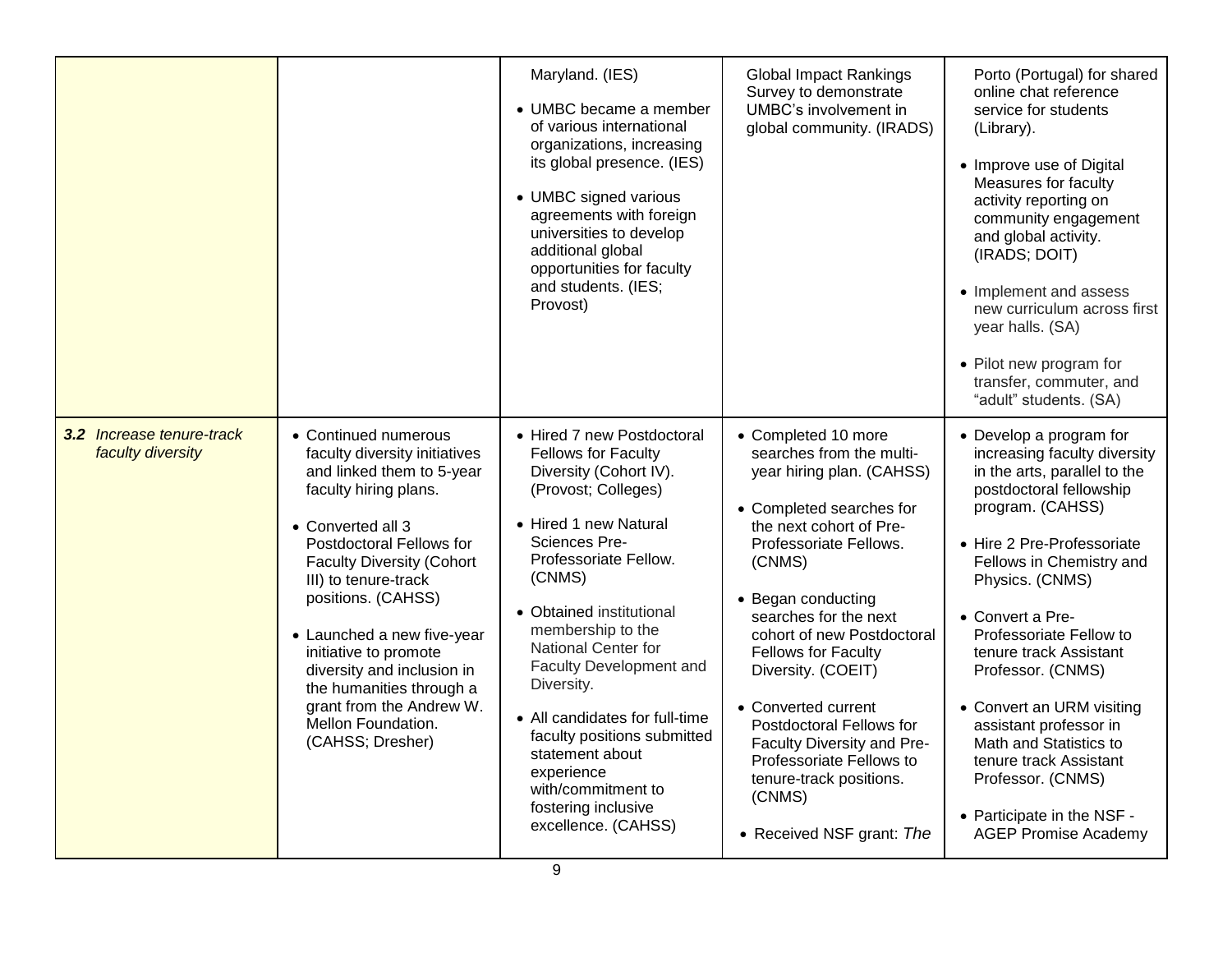| | | | | |
|---|---|---|---|---|
| | | Maryland. (IES)<br><br>• UMBC became a member of various international organizations, increasing its global presence. (IES)<br><br>• UMBC signed various agreements with foreign universities to develop additional global opportunities for faculty and students. (IES; Provost) | Global Impact Rankings Survey to demonstrate UMBC's involvement in global community. (IRADS) | Porto (Portugal) for shared online chat reference service for students (Library).<br><br>• Improve use of Digital Measures for faculty activity reporting on community engagement and global activity. (IRADS; DOIT)<br><br>• Implement and assess new curriculum across first year halls. (SA)<br><br>• Pilot new program for transfer, commuter, and "adult" students. (SA) |
| ***3.2*** *Increase tenure-track faculty diversity* | • Continued numerous faculty diversity initiatives and linked them to 5-year faculty hiring plans.<br><br>• Converted all 3 Postdoctoral Fellows for Faculty Diversity (Cohort III) to tenure-track positions. (CAHSS)<br><br>• Launched a new five-year initiative to promote diversity and inclusion in the humanities through a grant from the Andrew W. Mellon Foundation. (CAHSS; Dresher) | • Hired 7 new Postdoctoral Fellows for Faculty Diversity (Cohort IV). (Provost; Colleges)<br><br>• Hired 1 new Natural Sciences Pre-Professoriate Fellow. (CNMS)<br><br>• Obtained institutional membership to the National Center for Faculty Development and Diversity.<br><br>• All candidates for full-time faculty positions submitted statement about experience with/commitment to fostering inclusive excellence. (CAHSS) | • Completed 10 more searches from the multi-year hiring plan. (CAHSS)<br><br>• Completed searches for the next cohort of Pre-Professoriate Fellows. (CNMS)<br><br>• Began conducting searches for the next cohort of new Postdoctoral Fellows for Faculty Diversity. (COEIT)<br><br>• Converted current Postdoctoral Fellows for Faculty Diversity and Pre-Professoriate Fellows to tenure-track positions. (CNMS)<br><br>• Received NSF grant: *The* | • Develop a program for increasing faculty diversity in the arts, parallel to the postdoctoral fellowship program. (CAHSS)<br><br>• Hire 2 Pre-Professoriate Fellows in Chemistry and Physics. (CNMS)<br><br>• Convert a Pre-Professoriate Fellow to tenure track Assistant Professor. (CNMS)<br><br>• Convert an URM visiting assistant professor in Math and Statistics to tenure track Assistant Professor. (CNMS)<br><br>• Participate in the NSF - AGEP Promise Academy |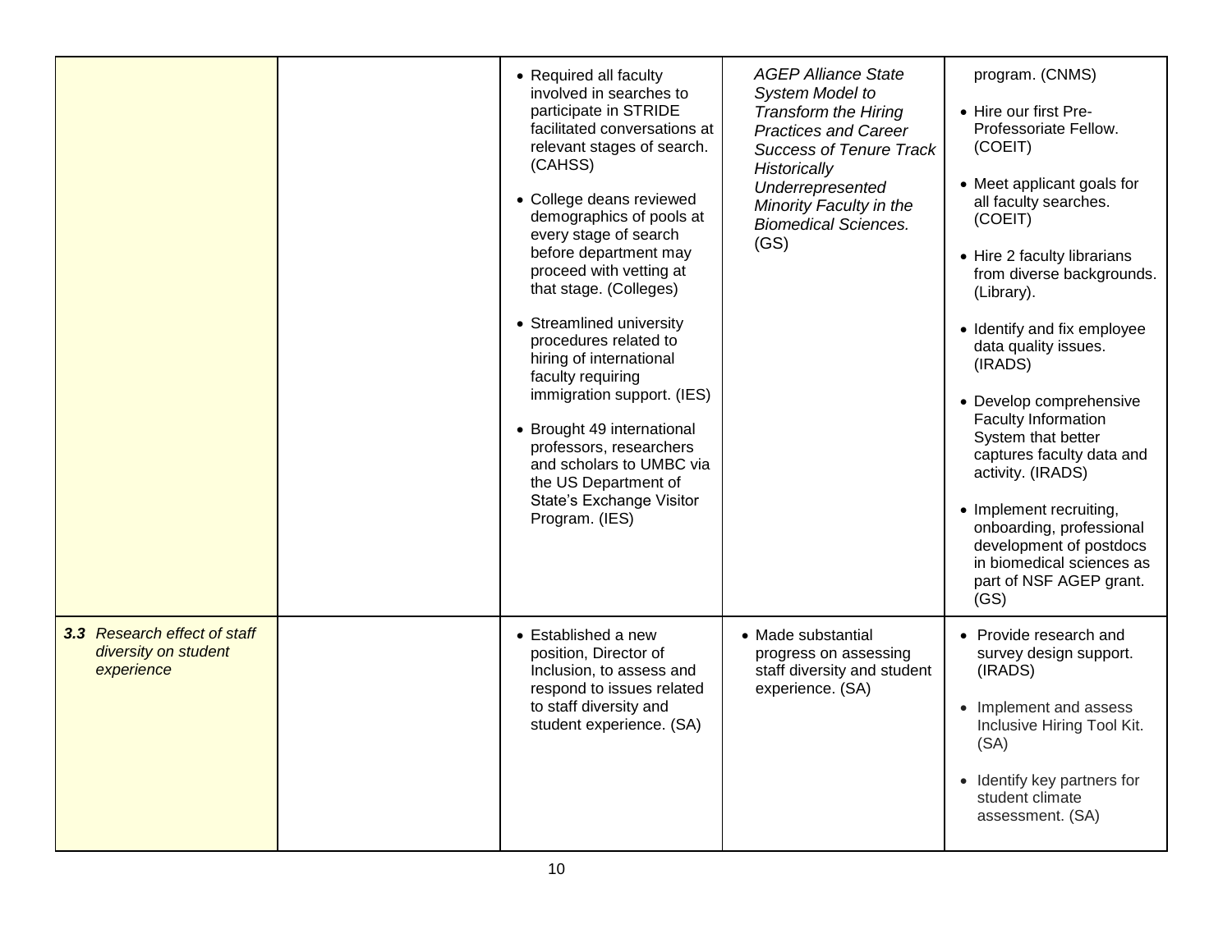| | | | | |
|---|---|---|---|---|
| | | • Required all faculty involved in searches to participate in STRIDE facilitated conversations at relevant stages of search. (CAHSS)<br><br>• College deans reviewed demographics of pools at every stage of search before department may proceed with vetting at that stage. (Colleges)<br><br>• Streamlined university procedures related to hiring of international faculty requiring immigration support. (IES)<br><br>• Brought 49 international professors, researchers and scholars to UMBC via the US Department of State's Exchange Visitor Program. (IES) | *AGEP Alliance State System Model to Transform the Hiring Practices and Career Success of Tenure Track Historically Underrepresented Minority Faculty in the Biomedical Sciences.* (GS) | program. (CNMS)<br><br>• Hire our first Pre-Professoriate Fellow. (COEIT)<br><br>• Meet applicant goals for all faculty searches. (COEIT)<br><br>• Hire 2 faculty librarians from diverse backgrounds. (Library).<br><br>• Identify and fix employee data quality issues. (IRADS)<br><br>• Develop comprehensive Faculty Information System that better captures faculty data and activity. (IRADS)<br><br>• Implement recruiting, onboarding, professional development of postdocs in biomedical sciences as part of NSF AGEP grant. (GS) |
| ***3.3*** *Research effect of staff diversity on student experience* | | • Established a new position, Director of Inclusion, to assess and respond to issues related to staff diversity and student experience. (SA) | • Made substantial progress on assessing staff diversity and student experience. (SA) | • Provide research and survey design support. (IRADS)<br><br>• Implement and assess Inclusive Hiring Tool Kit. (SA)<br><br>• Identify key partners for student climate assessment. (SA) |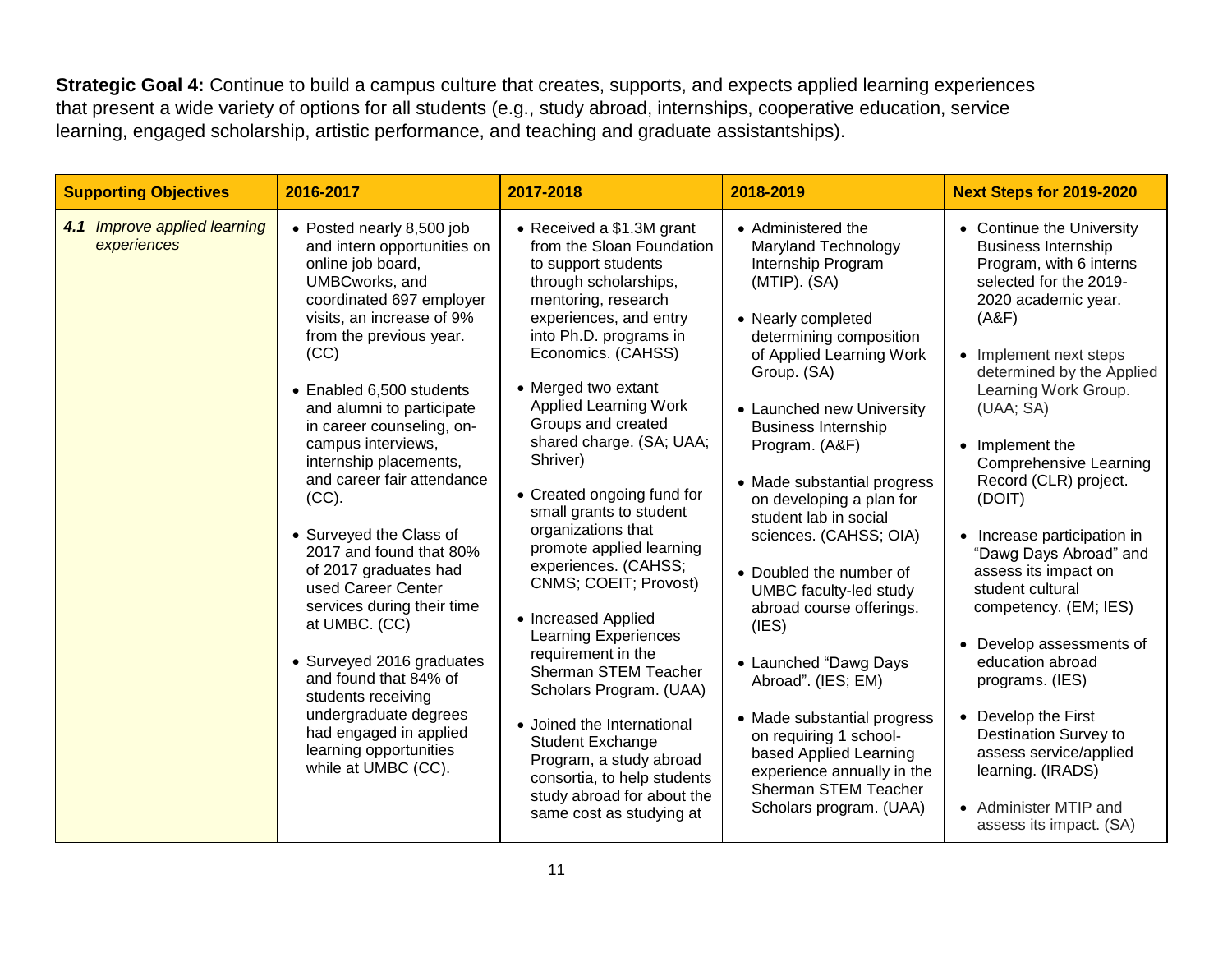**Strategic Goal 4:** Continue to build a campus culture that creates, supports, and expects applied learning experiences that present a wide variety of options for all students (e.g., study abroad, internships, cooperative education, service learning, engaged scholarship, artistic performance, and teaching and graduate assistantships).

| Supporting Objectives | 2016-2017 | 2017-2018 | 2018-2019 | Next Steps for 2019-2020 |
|---|---|---|---|---|
| ***4.1*** *Improve applied learning experiences* | • Posted nearly 8,500 job and intern opportunities on online job board, UMBCworks, and coordinated 697 employer visits, an increase of 9% from the previous year. (CC)<br><br>• Enabled 6,500 students and alumni to participate in career counseling, on-campus interviews, internship placements, and career fair attendance (CC).<br><br>• Surveyed the Class of 2017 and found that 80% of 2017 graduates had used Career Center services during their time at UMBC. (CC)<br><br>• Surveyed 2016 graduates and found that 84% of students receiving undergraduate degrees had engaged in applied learning opportunities while at UMBC (CC). | • Received a $1.3M grant from the Sloan Foundation to support students through scholarships, mentoring, research experiences, and entry into Ph.D. programs in Economics. (CAHSS)<br><br>• Merged two extant Applied Learning Work Groups and created shared charge. (SA; UAA; Shriver)<br><br>• Created ongoing fund for small grants to student organizations that promote applied learning experiences. (CAHSS; CNMS; COEIT; Provost)<br><br>• Increased Applied Learning Experiences requirement in the Sherman STEM Teacher Scholars Program. (UAA)<br><br>• Joined the International Student Exchange Program, a study abroad consortia, to help students study abroad for about the same cost as studying at | • Administered the Maryland Technology Internship Program (MTIP). (SA)<br><br>• Nearly completed determining composition of Applied Learning Work Group. (SA)<br><br>• Launched new University Business Internship Program. (A&F)<br><br>• Made substantial progress on developing a plan for student lab in social sciences. (CAHSS; OIA)<br><br>• Doubled the number of UMBC faculty-led study abroad course offerings. (IES)<br><br>• Launched "Dawg Days Abroad". (IES; EM)<br><br>• Made substantial progress on requiring 1 school-based Applied Learning experience annually in the Sherman STEM Teacher Scholars program. (UAA) | • Continue the University Business Internship Program, with 6 interns selected for the 2019-2020 academic year. (A&F)<br><br>• Implement next steps determined by the Applied Learning Work Group. (UAA; SA)<br><br>• Implement the Comprehensive Learning Record (CLR) project. (DOIT)<br><br>• Increase participation in "Dawg Days Abroad" and assess its impact on student cultural competency. (EM; IES)<br><br>• Develop assessments of education abroad programs. (IES)<br><br>• Develop the First Destination Survey to assess service/applied learning. (IRADS)<br><br>• Administer MTIP and assess its impact. (SA) |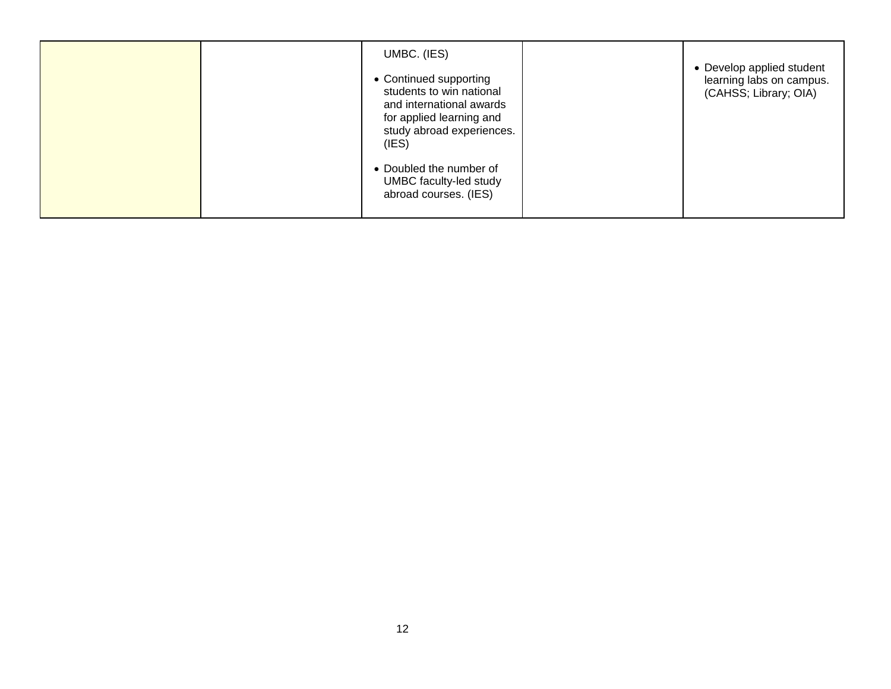|  |  |  |  |  |
|---|---|---|---|---|
|  |  | UMBC. (IES)<br><br>• Continued supporting students to win national and international awards for applied learning and study abroad experiences. (IES)<br><br>• Doubled the number of UMBC faculty-led study abroad courses. (IES) |  | • Develop applied student learning labs on campus. (CAHSS; Library; OIA) |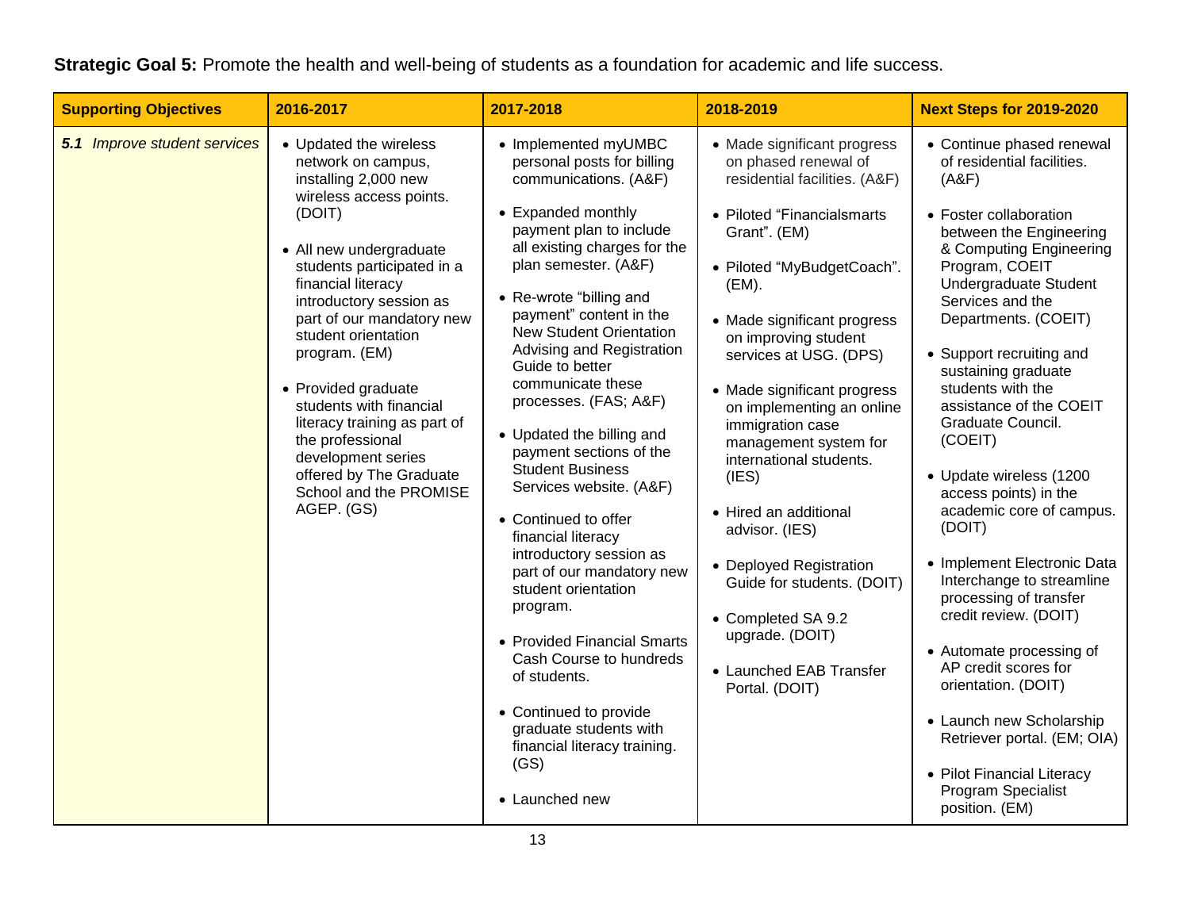**Strategic Goal 5:** Promote the health and well-being of students as a foundation for academic and life success.

| Supporting Objectives | 2016-2017 | 2017-2018 | 2018-2019 | Next Steps for 2019-2020 |
|---|---|---|---|---|
| ***5.1*** *Improve student services* | • Updated the wireless network on campus, installing 2,000 new wireless access points. (DOIT)<br><br>• All new undergraduate students participated in a financial literacy introductory session as part of our mandatory new student orientation program. (EM)<br><br>• Provided graduate students with financial literacy training as part of the professional development series offered by The Graduate School and the PROMISE AGEP. (GS) | • Implemented myUMBC personal posts for billing communications. (A&F)<br><br>• Expanded monthly payment plan to include all existing charges for the plan semester. (A&F)<br><br>• Re-wrote "billing and payment" content in the New Student Orientation Advising and Registration Guide to better communicate these processes. (FAS; A&F)<br><br>• Updated the billing and payment sections of the Student Business Services website. (A&F)<br><br>• Continued to offer financial literacy introductory session as part of our mandatory new student orientation program.<br><br>• Provided Financial Smarts Cash Course to hundreds of students.<br><br>• Continued to provide graduate students with financial literacy training. (GS)<br><br>• Launched new | • Made significant progress on phased renewal of residential facilities. (A&F)<br><br>• Piloted "Financialsmarts Grant". (EM)<br><br>• Piloted "MyBudgetCoach". (EM).<br><br>• Made significant progress on improving student services at USG. (DPS)<br><br>• Made significant progress on implementing an online immigration case management system for international students. (IES)<br><br>• Hired an additional advisor. (IES)<br><br>• Deployed Registration Guide for students. (DOIT)<br><br>• Completed SA 9.2 upgrade. (DOIT)<br><br>• Launched EAB Transfer Portal. (DOIT) | • Continue phased renewal of residential facilities. (A&F)<br><br>• Foster collaboration between the Engineering & Computing Engineering Program, COEIT Undergraduate Student Services and the Departments. (COEIT)<br><br>• Support recruiting and sustaining graduate students with the assistance of the COEIT Graduate Council. (COEIT)<br><br>• Update wireless (1200 access points) in the academic core of campus. (DOIT)<br><br>• Implement Electronic Data Interchange to streamline processing of transfer credit review. (DOIT)<br><br>• Automate processing of AP credit scores for orientation. (DOIT)<br><br>• Launch new Scholarship Retriever portal. (EM; OIA)<br><br>• Pilot Financial Literacy Program Specialist position. (EM) |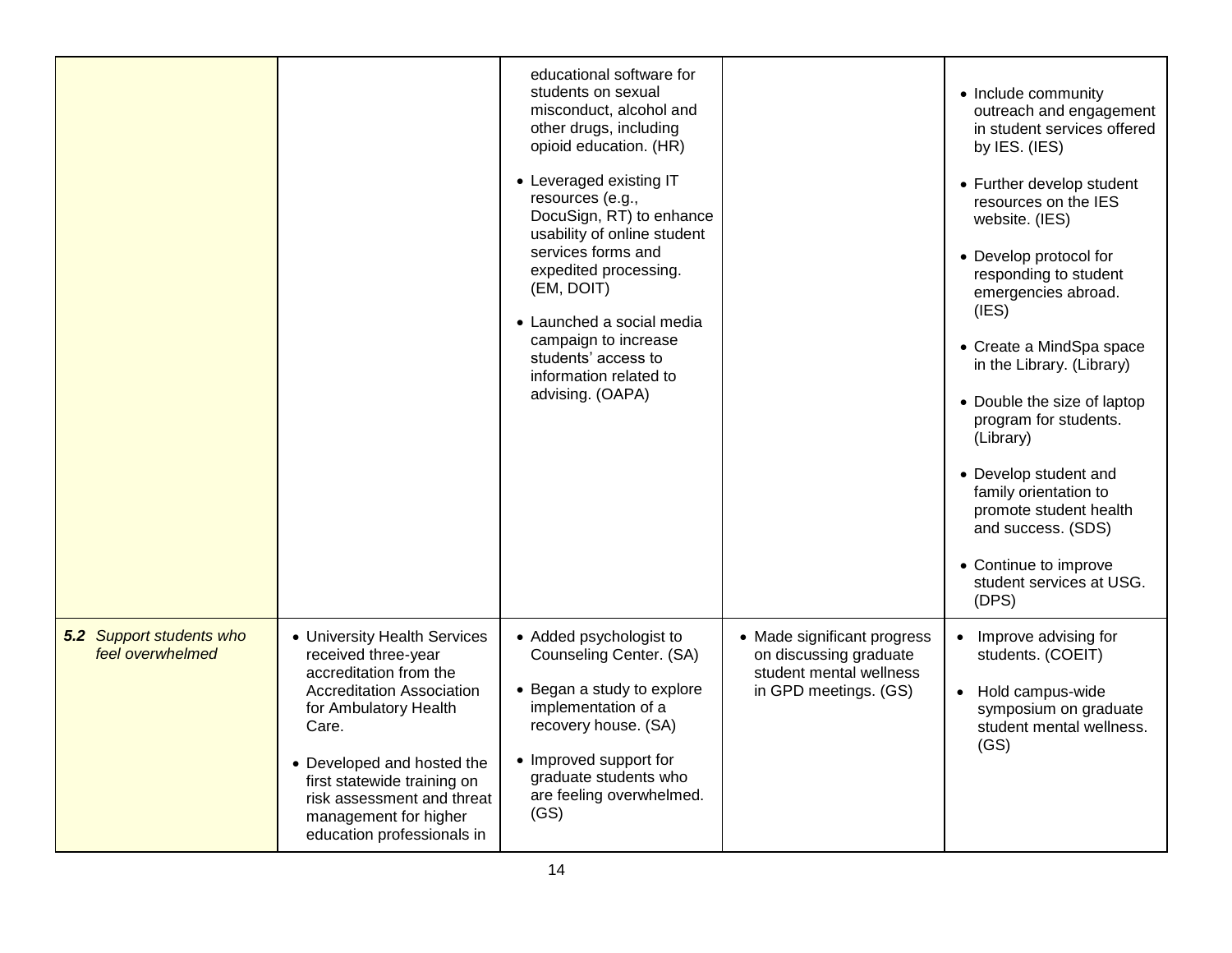| | | | | |
|---|---|---|---|---|
| | | educational software for students on sexual misconduct, alcohol and other drugs, including opioid education. (HR)<br><br>• Leveraged existing IT resources (e.g., DocuSign, RT) to enhance usability of online student services forms and expedited processing. (EM, DOIT)<br><br>• Launched a social media campaign to increase students' access to information related to advising. (OAPA) | | • Include community outreach and engagement in student services offered by IES. (IES)<br><br>• Further develop student resources on the IES website. (IES)<br><br>• Develop protocol for responding to student emergencies abroad. (IES)<br><br>• Create a MindSpa space in the Library. (Library)<br><br>• Double the size of laptop program for students. (Library)<br><br>• Develop student and family orientation to promote student health and success. (SDS)<br><br>• Continue to improve student services at USG. (DPS) |
| ***5.2*** *Support students who feel overwhelmed* | • University Health Services received three-year accreditation from the Accreditation Association for Ambulatory Health Care.<br><br>• Developed and hosted the first statewide training on risk assessment and threat management for higher education professionals in | • Added psychologist to Counseling Center. (SA)<br><br>• Began a study to explore implementation of a recovery house. (SA)<br><br>• Improved support for graduate students who are feeling overwhelmed. (GS) | • Made significant progress on discussing graduate student mental wellness in GPD meetings. (GS) | • Improve advising for students. (COEIT)<br><br>• Hold campus-wide symposium on graduate student mental wellness. (GS) |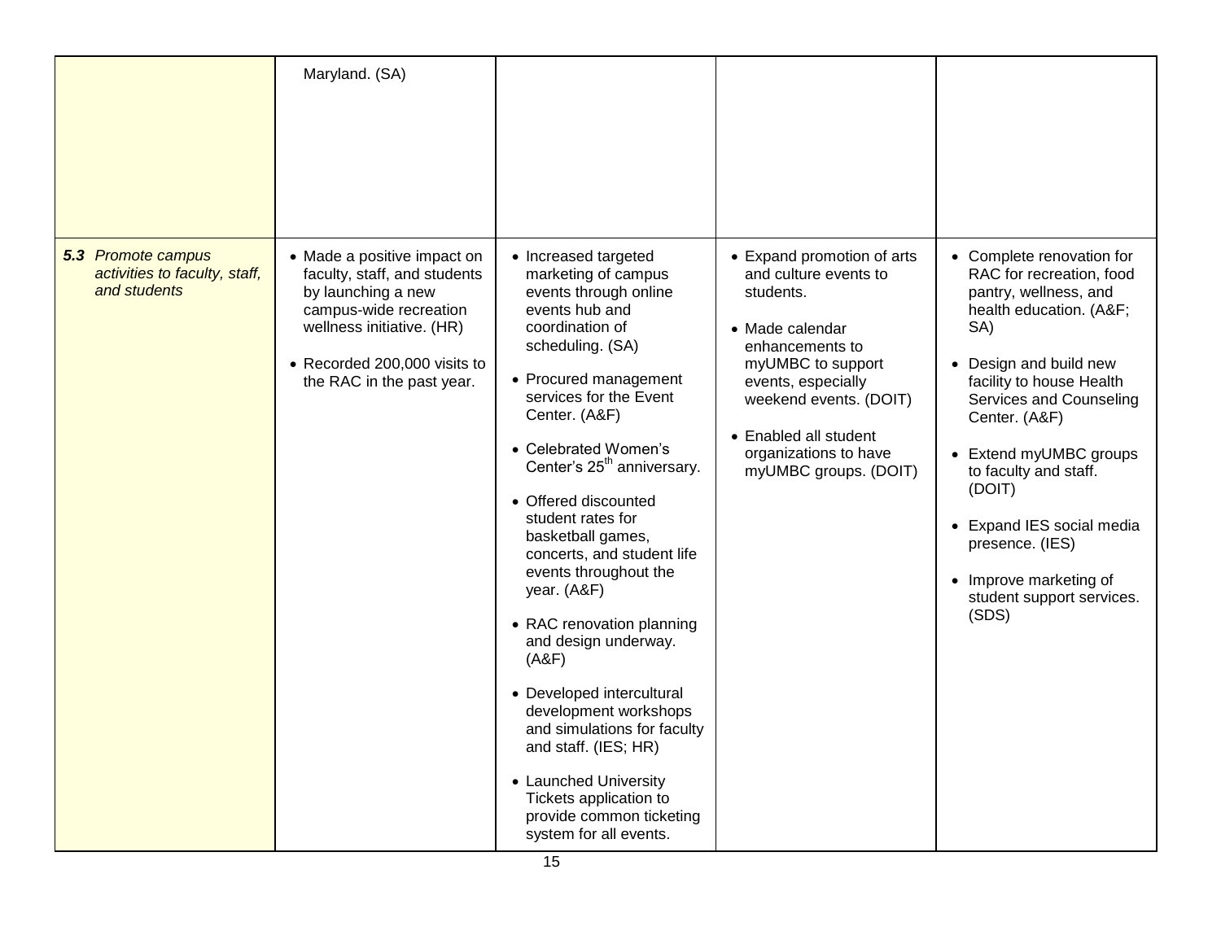| | | | | |
|---|---|---|---|---|
| | Maryland. (SA) | | | |
| ***5.3** Promote campus activities to faculty, staff, and students* | • Made a positive impact on faculty, staff, and students by launching a new campus-wide recreation wellness initiative. (HR)<br><br>• Recorded 200,000 visits to the RAC in the past year. | • Increased targeted marketing of campus events through online events hub and coordination of scheduling. (SA)<br><br>• Procured management services for the Event Center. (A&F)<br><br>• Celebrated Women's Center's 25th anniversary.<br><br>• Offered discounted student rates for basketball games, concerts, and student life events throughout the year. (A&F)<br><br>• RAC renovation planning and design underway. (A&F)<br><br>• Developed intercultural development workshops and simulations for faculty and staff. (IES; HR)<br><br>• Launched University Tickets application to provide common ticketing system for all events. | • Expand promotion of arts and culture events to students.<br><br>• Made calendar enhancements to myUMBC to support events, especially weekend events. (DOIT)<br><br>• Enabled all student organizations to have myUMBC groups. (DOIT) | • Complete renovation for RAC for recreation, food pantry, wellness, and health education. (A&F; SA)<br><br>• Design and build new facility to house Health Services and Counseling Center. (A&F)<br><br>• Extend myUMBC groups to faculty and staff. (DOIT)<br><br>• Expand IES social media presence. (IES)<br><br>• Improve marketing of student support services. (SDS) |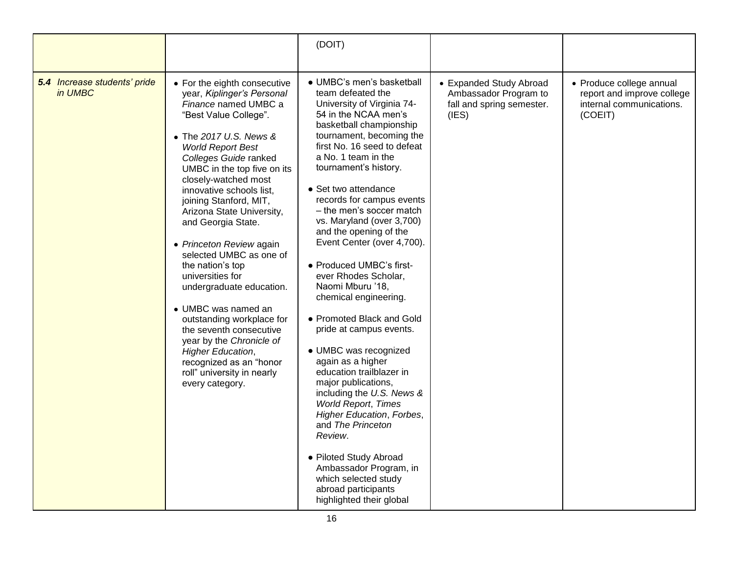| | | | | |
|---|---|---|---|---|
| | | (DOIT) | | |
| ***5.4*** *Increase students' pride in UMBC* | • For the eighth consecutive year, *Kiplinger's Personal Finance* named UMBC a "Best Value College".<br><br>• The *2017 U.S. News & World Report Best Colleges Guide* ranked UMBC in the top five on its closely-watched most innovative schools list, joining Stanford, MIT, Arizona State University, and Georgia State.<br><br>• *Princeton Review* again selected UMBC as one of the nation's top universities for undergraduate education.<br><br>• UMBC was named an outstanding workplace for the seventh consecutive year by the *Chronicle of Higher Education*, recognized as an "honor roll" university in nearly every category. | • UMBC's men's basketball team defeated the University of Virginia 74-54 in the NCAA men's basketball championship tournament, becoming the first No. 16 seed to defeat a No. 1 team in the tournament's history.<br><br>• Set two attendance records for campus events – the men's soccer match vs. Maryland (over 3,700) and the opening of the Event Center (over 4,700).<br><br>• Produced UMBC's first-ever Rhodes Scholar, Naomi Mburu '18, chemical engineering.<br><br>• Promoted Black and Gold pride at campus events.<br><br>• UMBC was recognized again as a higher education trailblazer in major publications, including the *U.S. News & World Report*, *Times Higher Education*, *Forbes*, and *The Princeton Review*.<br><br>• Piloted Study Abroad Ambassador Program, in which selected study abroad participants highlighted their global | • Expanded Study Abroad Ambassador Program to fall and spring semester. (IES) | • Produce college annual report and improve college internal communications. (COEIT) |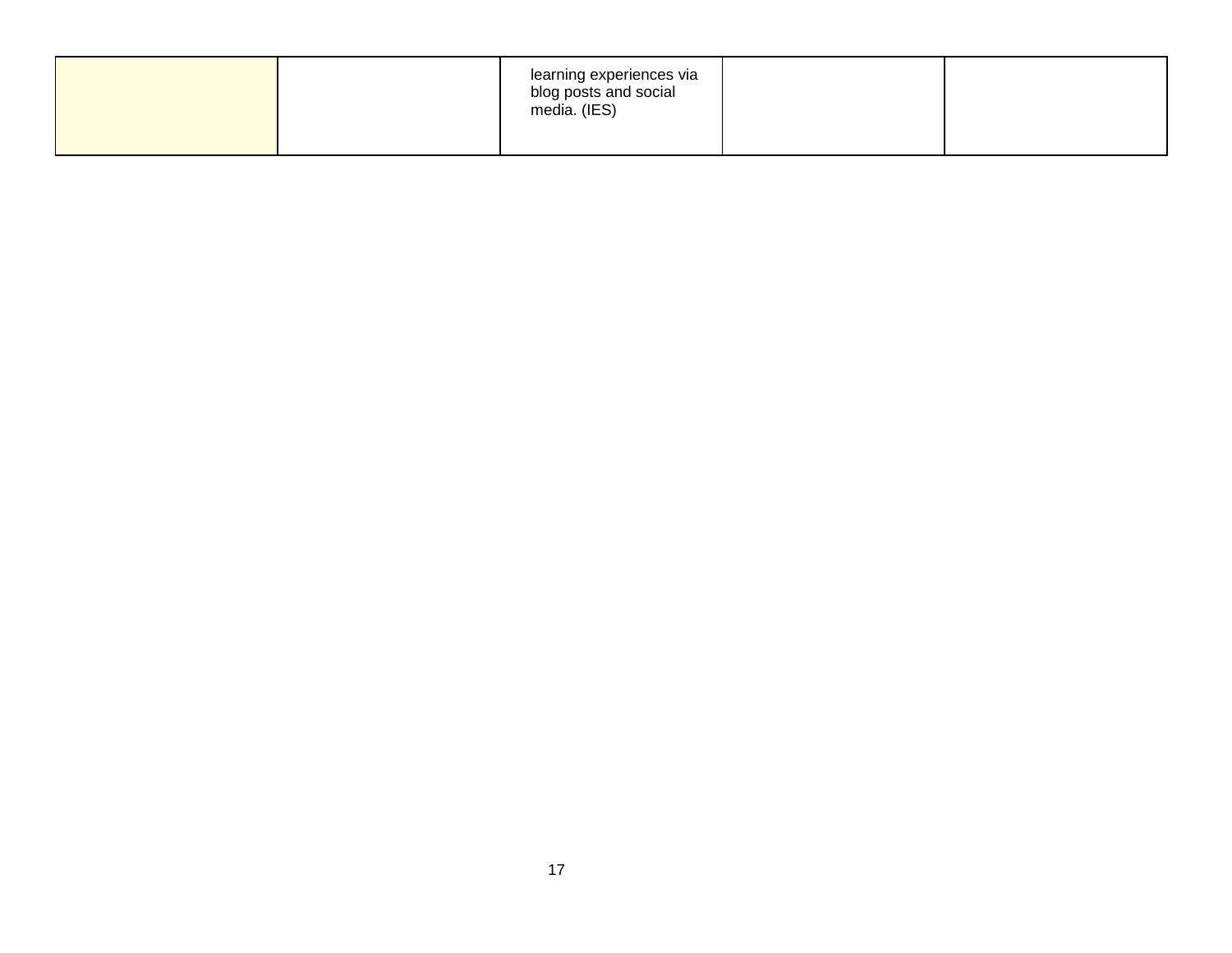| | | | | |
|---|---|---|---|---|
| | | learning experiences via blog posts and social media. (IES) | | |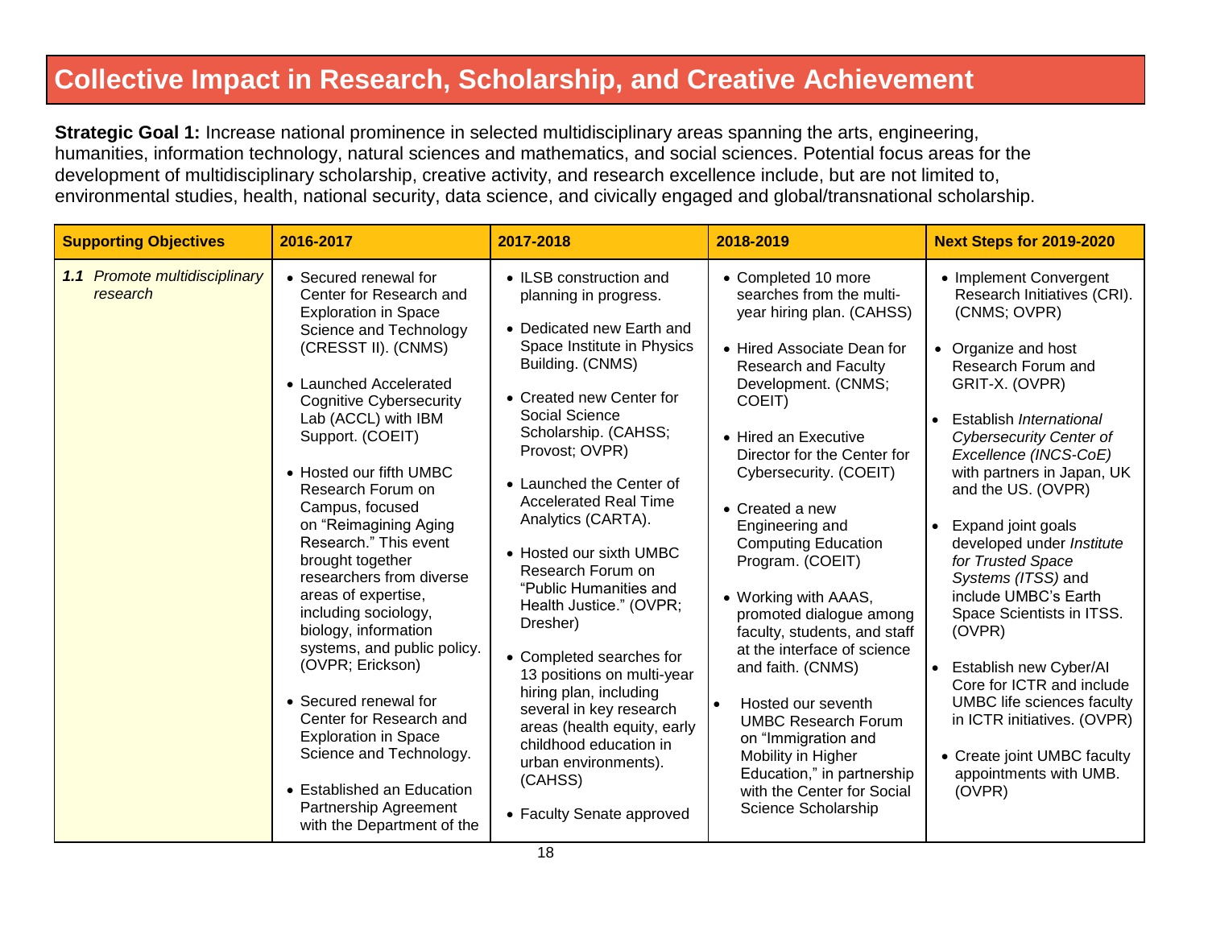# Collective Impact in Research, Scholarship, and Creative Achievement

**Strategic Goal 1:** Increase national prominence in selected multidisciplinary areas spanning the arts, engineering, humanities, information technology, natural sciences and mathematics, and social sciences. Potential focus areas for the development of multidisciplinary scholarship, creative activity, and research excellence include, but are not limited to, environmental studies, health, national security, data science, and civically engaged and global/transnational scholarship.

| Supporting Objectives | 2016-2017 | 2017-2018 | 2018-2019 | Next Steps for 2019-2020 |
|---|---|---|---|---|
| ***1.1*** *Promote multidisciplinary research* | • Secured renewal for Center for Research and Exploration in Space Science and Technology (CRESST II). (CNMS)<br><br>• Launched Accelerated Cognitive Cybersecurity Lab (ACCL) with IBM Support. (COEIT)<br><br>• Hosted our fifth UMBC Research Forum on Campus, focused on "Reimagining Aging Research." This event brought together researchers from diverse areas of expertise, including sociology, biology, information systems, and public policy. (OVPR; Erickson)<br><br>• Secured renewal for Center for Research and Exploration in Space Science and Technology.<br><br>• Established an Education Partnership Agreement with the Department of the | • ILSB construction and planning in progress.<br><br>• Dedicated new Earth and Space Institute in Physics Building. (CNMS)<br><br>• Created new Center for Social Science Scholarship. (CAHSS; Provost; OVPR)<br><br>• Launched the Center of Accelerated Real Time Analytics (CARTA).<br><br>• Hosted our sixth UMBC Research Forum on "Public Humanities and Health Justice." (OVPR; Dresher)<br><br>• Completed searches for 13 positions on multi-year hiring plan, including several in key research areas (health equity, early childhood education in urban environments). (CAHSS)<br><br>• Faculty Senate approved | • Completed 10 more searches from the multi-year hiring plan. (CAHSS)<br><br>• Hired Associate Dean for Research and Faculty Development. (CNMS; COEIT)<br><br>• Hired an Executive Director for the Center for Cybersecurity. (COEIT)<br><br>• Created a new Engineering and Computing Education Program. (COEIT)<br><br>• Working with AAAS, promoted dialogue among faculty, students, and staff at the interface of science and faith. (CNMS)<br><br>• Hosted our seventh UMBC Research Forum on "Immigration and Mobility in Higher Education," in partnership with the Center for Social Science Scholarship | • Implement Convergent Research Initiatives (CRI). (CNMS; OVPR)<br><br>• Organize and host Research Forum and GRIT-X. (OVPR)<br><br>• Establish *International Cybersecurity Center of Excellence (INCS-CoE)* with partners in Japan, UK and the US. (OVPR)<br><br>• Expand joint goals developed under *Institute for Trusted Space Systems (ITSS)* and include UMBC's Earth Space Scientists in ITSS. (OVPR)<br><br>• Establish new Cyber/AI Core for ICTR and include UMBC life sciences faculty in ICTR initiatives. (OVPR)<br><br>• Create joint UMBC faculty appointments with UMB. (OVPR) |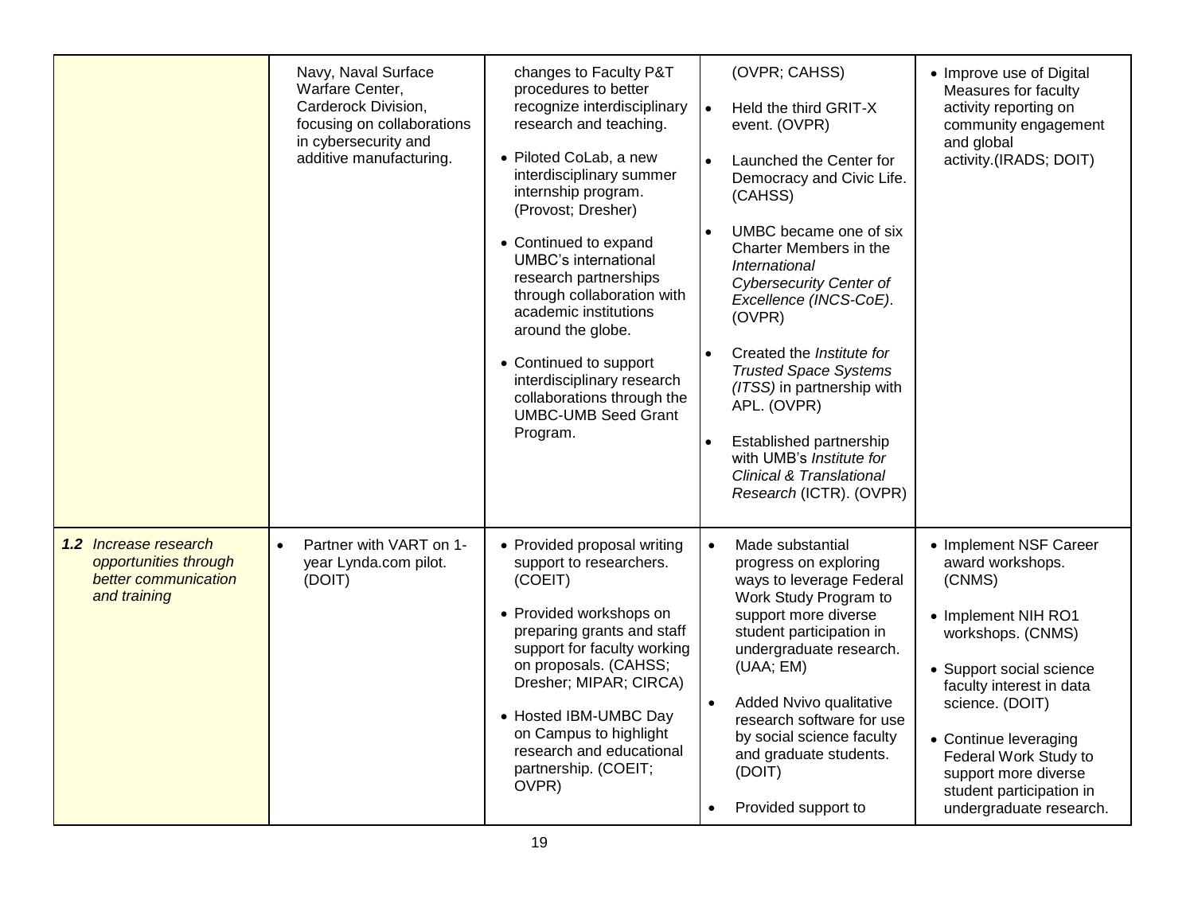| | | | | |
|---|---|---|---|---|
| | Navy, Naval Surface Warfare Center, Carderock Division, focusing on collaborations in cybersecurity and additive manufacturing. | changes to Faculty P&T procedures to better recognize interdisciplinary research and teaching.<br><br>• Piloted CoLab, a new interdisciplinary summer internship program. (Provost; Dresher)<br><br>• Continued to expand UMBC's international research partnerships through collaboration with academic institutions around the globe.<br><br>• Continued to support interdisciplinary research collaborations through the UMBC-UMB Seed Grant Program. | (OVPR; CAHSS)<br><br>• Held the third GRIT-X event. (OVPR)<br><br>• Launched the Center for Democracy and Civic Life. (CAHSS)<br><br>• UMBC became one of six Charter Members in the *International Cybersecurity Center of Excellence (INCS-CoE)*. (OVPR)<br><br>• Created the *Institute for Trusted Space Systems (ITSS)* in partnership with APL. (OVPR)<br><br>• Established partnership with UMB's *Institute for Clinical & Translational Research* (ICTR). (OVPR) | • Improve use of Digital Measures for faculty activity reporting on community engagement and global activity.(IRADS; DOIT) |
| ***1.2*** *Increase research opportunities through better communication and training* | • Partner with VART on 1-year Lynda.com pilot. (DOIT) | • Provided proposal writing support to researchers. (COEIT)<br><br>• Provided workshops on preparing grants and staff support for faculty working on proposals. (CAHSS; Dresher; MIPAR; CIRCA)<br><br>• Hosted IBM-UMBC Day on Campus to highlight research and educational partnership. (COEIT; OVPR) | • Made substantial progress on exploring ways to leverage Federal Work Study Program to support more diverse student participation in undergraduate research. (UAA; EM)<br><br>• Added Nvivo qualitative research software for use by social science faculty and graduate students. (DOIT)<br><br>• Provided support to | • Implement NSF Career award workshops. (CNMS)<br><br>• Implement NIH RO1 workshops. (CNMS)<br><br>• Support social science faculty interest in data science. (DOIT)<br><br>• Continue leveraging Federal Work Study to support more diverse student participation in undergraduate research. |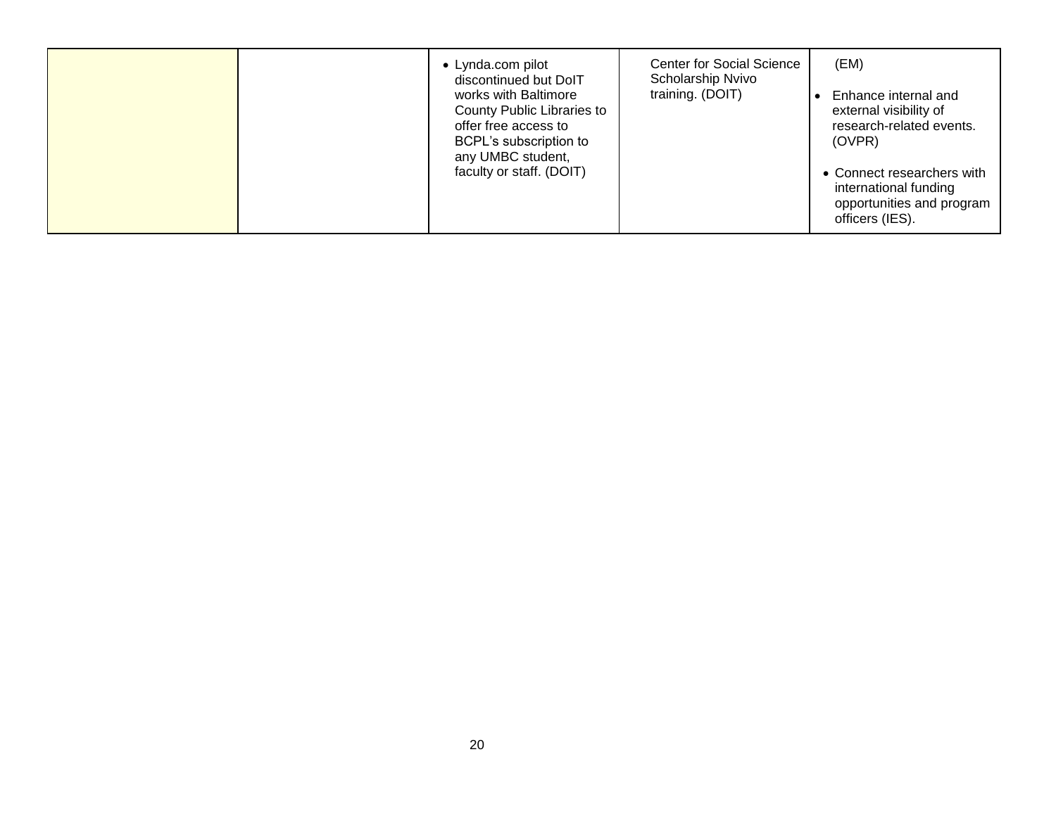|  |  |  |  |  |
|---|---|---|---|---|
|  |  | • Lynda.com pilot discontinued but DoIT works with Baltimore County Public Libraries to offer free access to BCPL's subscription to any UMBC student, faculty or staff. (DOIT) | Center for Social Science Scholarship Nvivo training. (DOIT) | (EM)<br><br>• Enhance internal and external visibility of research-related events. (OVPR)<br><br>• Connect researchers with international funding opportunities and program officers (IES). |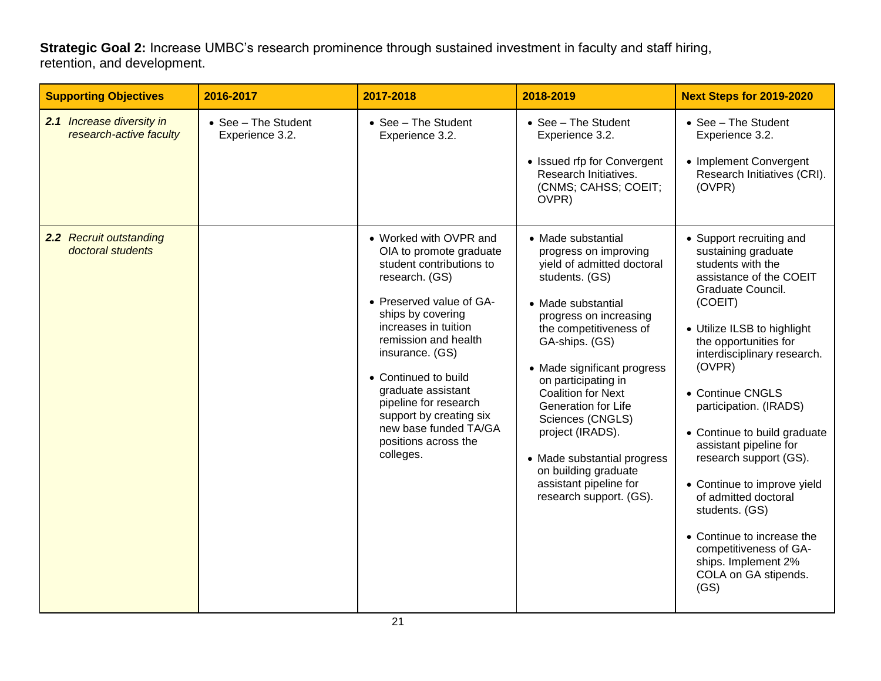**Strategic Goal 2:** Increase UMBC's research prominence through sustained investment in faculty and staff hiring, retention, and development.

| Supporting Objectives | 2016-2017 | 2017-2018 | 2018-2019 | Next Steps for 2019-2020 |
|---|---|---|---|---|
| ***2.1*** *Increase diversity in research-active faculty* | • See – The Student Experience 3.2. | • See – The Student Experience 3.2. | • See – The Student Experience 3.2.<br>• Issued rfp for Convergent Research Initiatives. (CNMS; CAHSS; COEIT; OVPR) | • See – The Student Experience 3.2.<br>• Implement Convergent Research Initiatives (CRI). (OVPR) |
| ***2.2*** *Recruit outstanding doctoral students* | | • Worked with OVPR and OIA to promote graduate student contributions to research. (GS)<br>• Preserved value of GA-ships by covering increases in tuition remission and health insurance. (GS)<br>• Continued to build graduate assistant pipeline for research support by creating six new base funded TA/GA positions across the colleges. | • Made substantial progress on improving yield of admitted doctoral students. (GS)<br>• Made substantial progress on increasing the competitiveness of GA-ships. (GS)<br>• Made significant progress on participating in Coalition for Next Generation for Life Sciences (CNGLS) project (IRADS).<br>• Made substantial progress on building graduate assistant pipeline for research support. (GS). | • Support recruiting and sustaining graduate students with the assistance of the COEIT Graduate Council. (COEIT)<br>• Utilize ILSB to highlight the opportunities for interdisciplinary research. (OVPR)<br>• Continue CNGLS participation. (IRADS)<br>• Continue to build graduate assistant pipeline for research support (GS).<br>• Continue to improve yield of admitted doctoral students. (GS)<br>• Continue to increase the competitiveness of GA-ships. Implement 2% COLA on GA stipends. (GS) |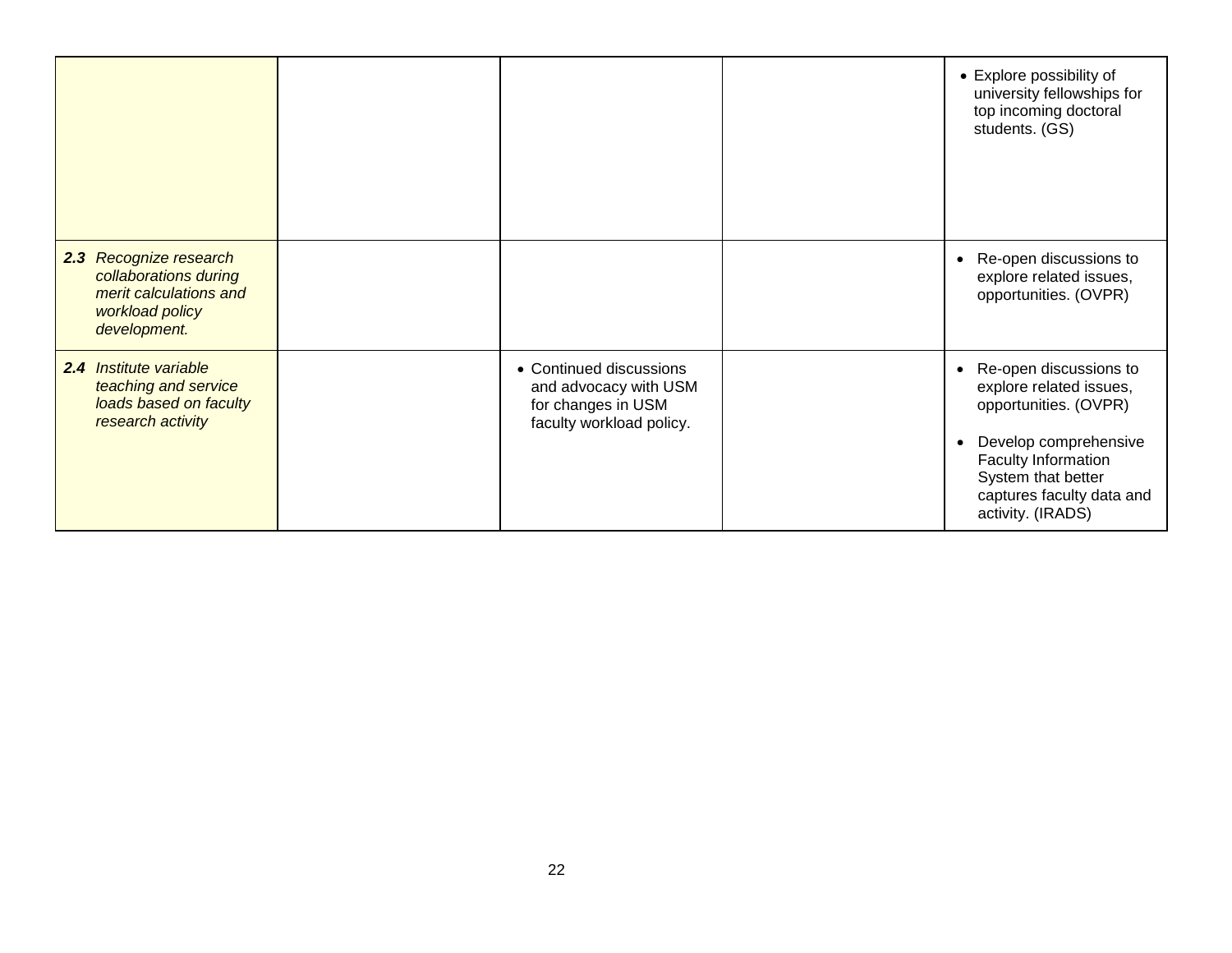| | | | | |
|---|---|---|---|---|
| | | | | • Explore possibility of university fellowships for top incoming doctoral students. (GS) |
| ***2.3*** *Recognize research collaborations during merit calculations and workload policy development.* | | | | • Re-open discussions to explore related issues, opportunities. (OVPR) |
| ***2.4*** *Institute variable teaching and service loads based on faculty research activity* | | • Continued discussions and advocacy with USM for changes in USM faculty workload policy. | | • Re-open discussions to explore related issues, opportunities. (OVPR)<br><br>• Develop comprehensive Faculty Information System that better captures faculty data and activity. (IRADS) |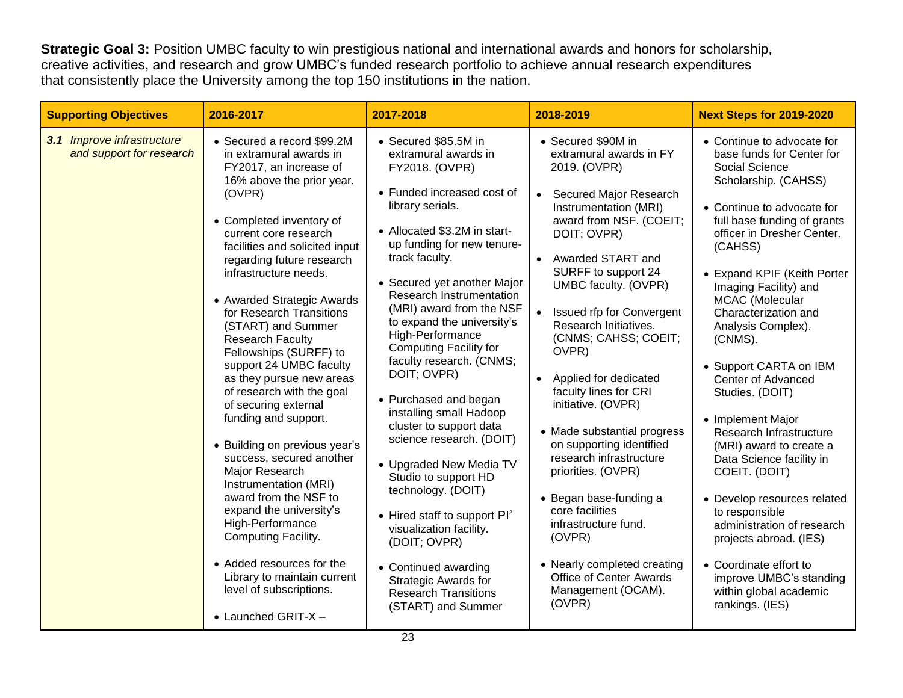**Strategic Goal 3:** Position UMBC faculty to win prestigious national and international awards and honors for scholarship, creative activities, and research and grow UMBC's funded research portfolio to achieve annual research expenditures that consistently place the University among the top 150 institutions in the nation.

| Supporting Objectives | 2016-2017 | 2017-2018 | 2018-2019 | Next Steps for 2019-2020 |
|---|---|---|---|---|
| ***3.1*** *Improve infrastructure and support for research* | • Secured a record $99.2M in extramural awards in FY2017, an increase of 16% above the prior year. (OVPR)<br><br>• Completed inventory of current core research facilities and solicited input regarding future research infrastructure needs.<br><br>• Awarded Strategic Awards for Research Transitions (START) and Summer Research Faculty Fellowships (SURFF) to support 24 UMBC faculty as they pursue new areas of research with the goal of securing external funding and support.<br><br>• Building on previous year's success, secured another Major Research Instrumentation (MRI) award from the NSF to expand the university's High-Performance Computing Facility.<br><br>• Added resources for the Library to maintain current level of subscriptions.<br><br>• Launched GRIT-X – | • Secured $85.5M in extramural awards in FY2018. (OVPR)<br><br>• Funded increased cost of library serials.<br><br>• Allocated $3.2M in start-up funding for new tenure-track faculty.<br><br>• Secured yet another Major Research Instrumentation (MRI) award from the NSF to expand the university's High-Performance Computing Facility for faculty research. (CNMS; DOIT; OVPR)<br><br>• Purchased and began installing small Hadoop cluster to support data science research. (DOIT)<br><br>• Upgraded New Media TV Studio to support HD technology. (DOIT)<br><br>• Hired staff to support $PI^2$ visualization facility. (DOIT; OVPR)<br><br>• Continued awarding Strategic Awards for Research Transitions (START) and Summer | • Secured $90M in extramural awards in FY 2019. (OVPR)<br><br>• Secured Major Research Instrumentation (MRI) award from NSF. (COEIT; DOIT; OVPR)<br><br>• Awarded START and SURFF to support 24 UMBC faculty. (OVPR)<br><br>• Issued rfp for Convergent Research Initiatives. (CNMS; CAHSS; COEIT; OVPR)<br><br>• Applied for dedicated faculty lines for CRI initiative. (OVPR)<br><br>• Made substantial progress on supporting identified research infrastructure priorities. (OVPR)<br><br>• Began base-funding a core facilities infrastructure fund. (OVPR)<br><br>• Nearly completed creating Office of Center Awards Management (OCAM). (OVPR) | • Continue to advocate for base funds for Center for Social Science Scholarship. (CAHSS)<br><br>• Continue to advocate for full base funding of grants officer in Dresher Center. (CAHSS)<br><br>• Expand KPIF (Keith Porter Imaging Facility) and MCAC (Molecular Characterization and Analysis Complex). (CNMS).<br><br>• Support CARTA on IBM Center of Advanced Studies. (DOIT)<br><br>• Implement Major Research Infrastructure (MRI) award to create a Data Science facility in COEIT. (DOIT)<br><br>• Develop resources related to responsible administration of research projects abroad. (IES)<br><br>• Coordinate effort to improve UMBC's standing within global academic rankings. (IES) |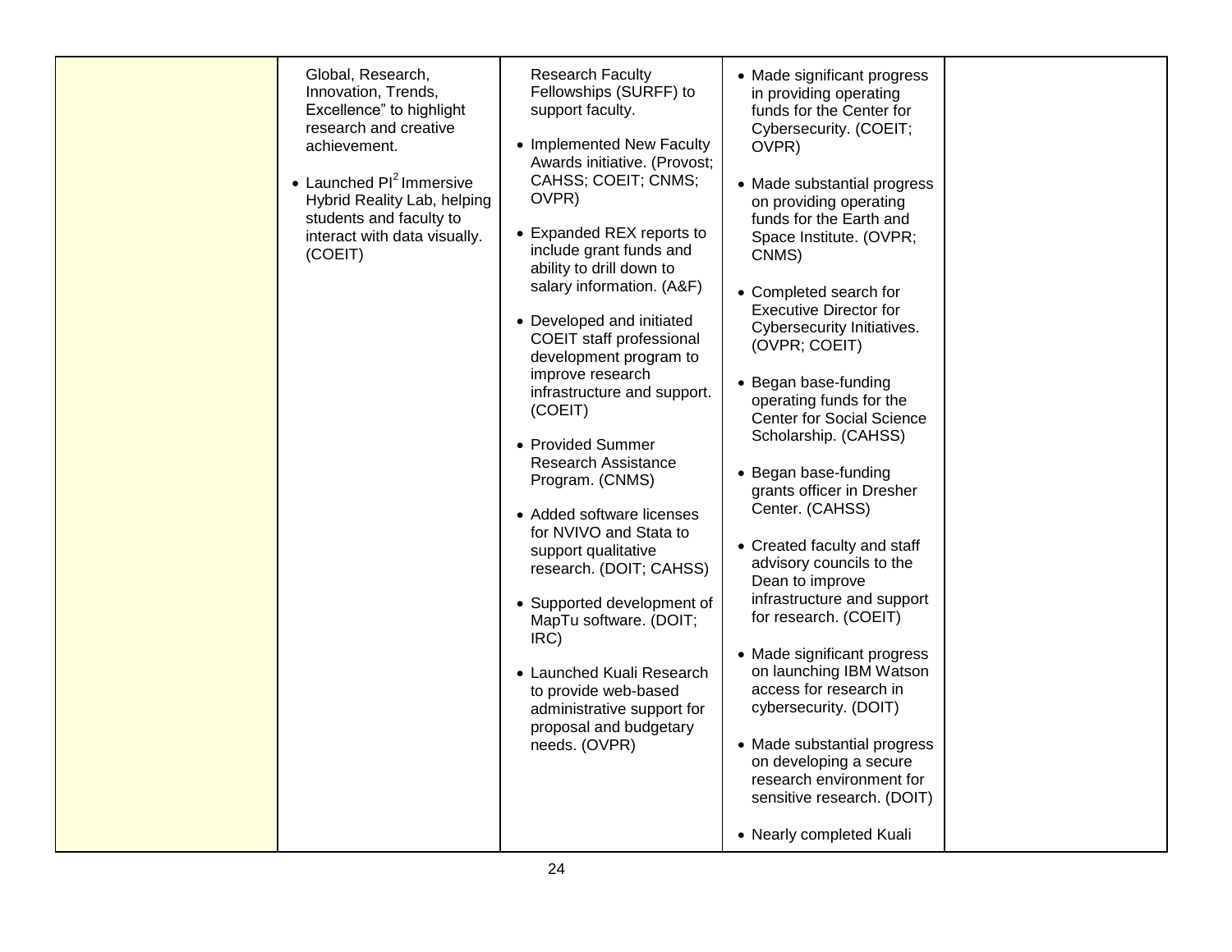|  |  |  |  |  |
|---|---|---|---|---|
|  | Global, Research, Innovation, Trends, Excellence" to highlight research and creative achievement.<br><br>• Launched $PI^2$ Immersive Hybrid Reality Lab, helping students and faculty to interact with data visually. (COEIT) | Research Faculty Fellowships (SURFF) to support faculty.<br><br>• Implemented New Faculty Awards initiative. (Provost; CAHSS; COEIT; CNMS; OVPR)<br><br>• Expanded REX reports to include grant funds and ability to drill down to salary information. (A&F)<br><br>• Developed and initiated COEIT staff professional development program to improve research infrastructure and support. (COEIT)<br><br>• Provided Summer Research Assistance Program. (CNMS)<br><br>• Added software licenses for NVIVO and Stata to support qualitative research. (DOIT; CAHSS)<br><br>• Supported development of MapTu software. (DOIT; IRC)<br><br>• Launched Kuali Research to provide web-based administrative support for proposal and budgetary needs. (OVPR) | • Made significant progress in providing operating funds for the Center for Cybersecurity. (COEIT; OVPR)<br><br>• Made substantial progress on providing operating funds for the Earth and Space Institute. (OVPR; CNMS)<br><br>• Completed search for Executive Director for Cybersecurity Initiatives. (OVPR; COEIT)<br><br>• Began base-funding operating funds for the Center for Social Science Scholarship. (CAHSS)<br><br>• Began base-funding grants officer in Dresher Center. (CAHSS)<br><br>• Created faculty and staff advisory councils to the Dean to improve infrastructure and support for research. (COEIT)<br><br>• Made significant progress on launching IBM Watson access for research in cybersecurity. (DOIT)<br><br>• Made substantial progress on developing a secure research environment for sensitive research. (DOIT)<br><br>• Nearly completed Kuali |  |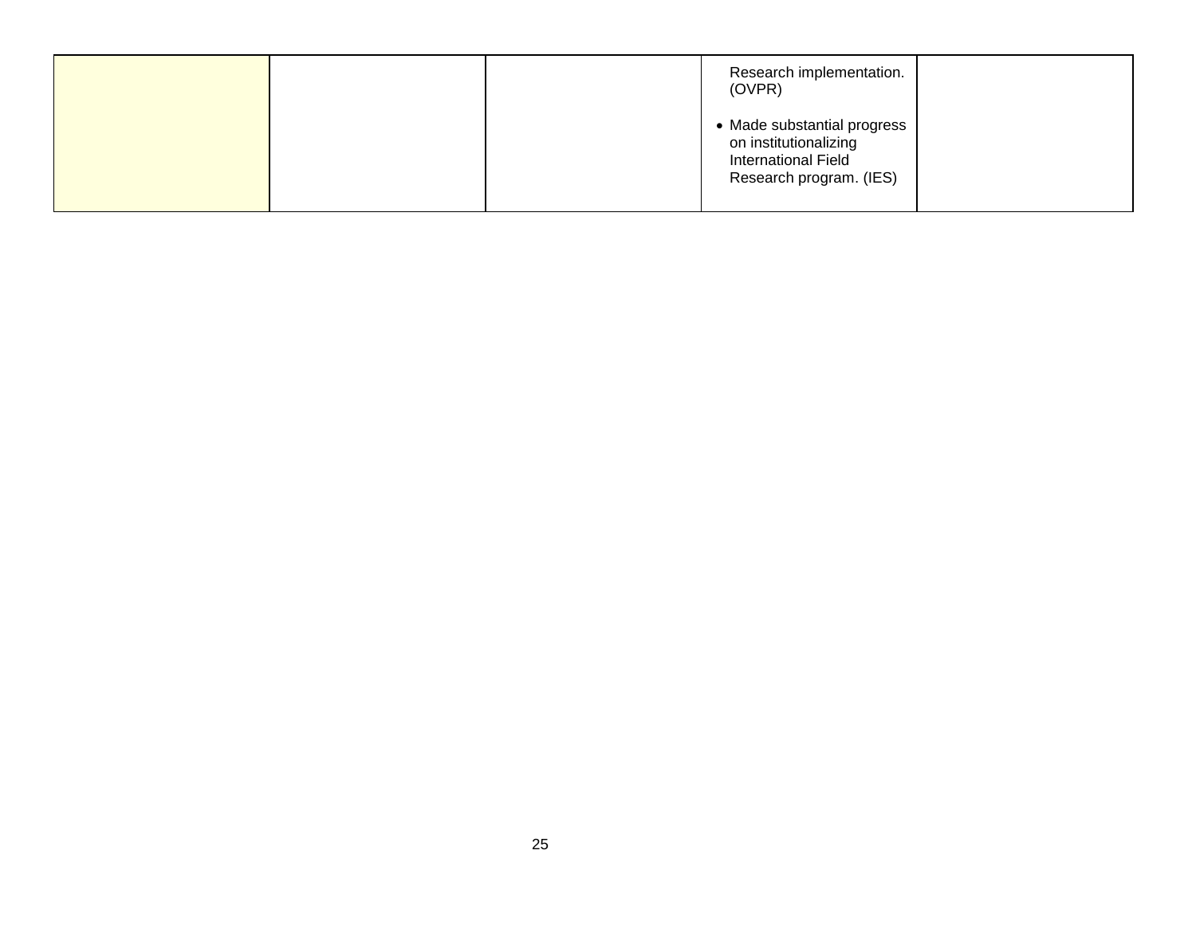| | | | | |
|---|---|---|---|---|
| | | | Research implementation. (OVPR)<br><br>• Made substantial progress on institutionalizing International Field Research program. (IES) | |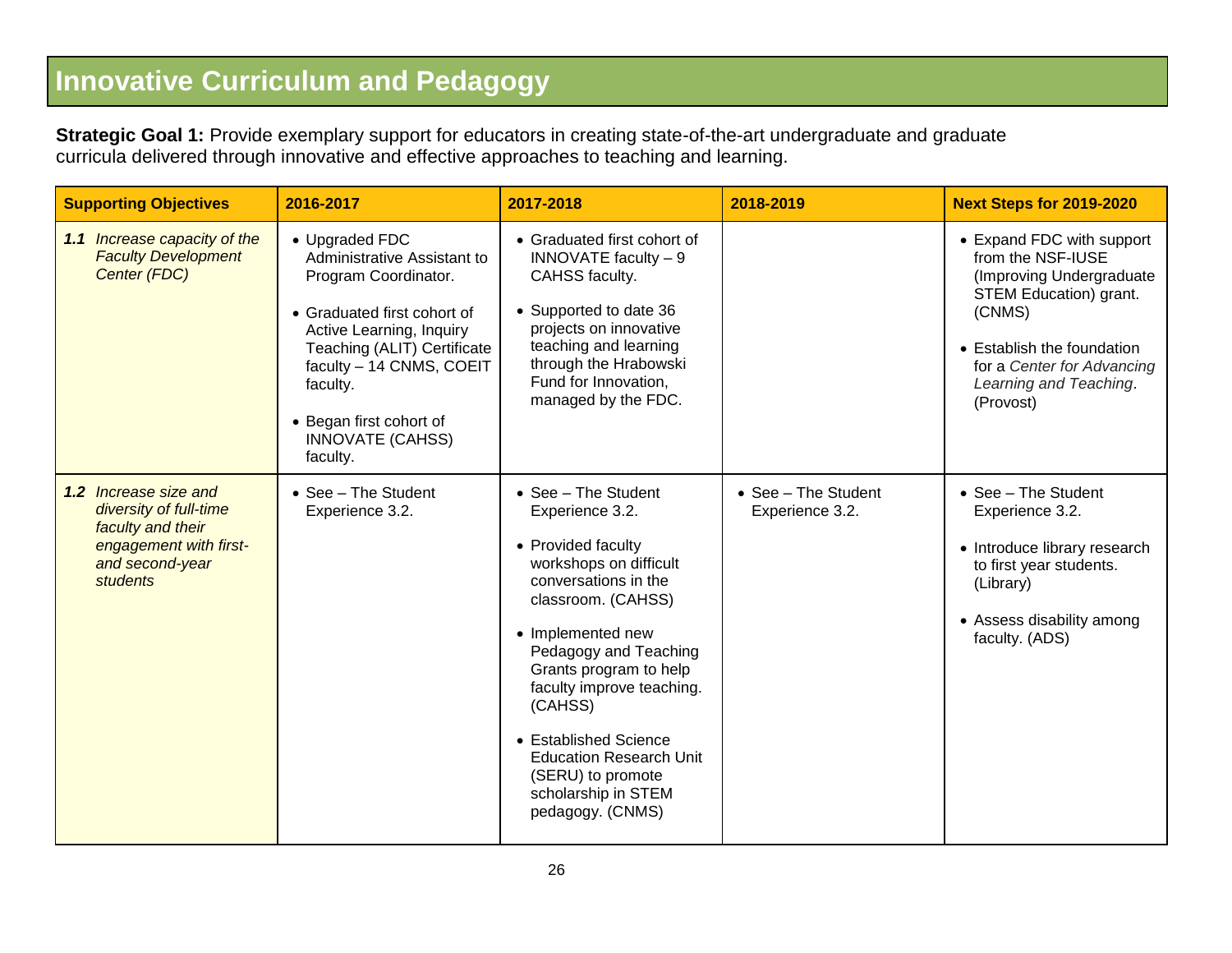# Innovative Curriculum and Pedagogy

**Strategic Goal 1:** Provide exemplary support for educators in creating state-of-the-art undergraduate and graduate curricula delivered through innovative and effective approaches to teaching and learning.

| Supporting Objectives | 2016-2017 | 2017-2018 | 2018-2019 | Next Steps for 2019-2020 |
|---|---|---|---|---|
| ***1.1*** *Increase capacity of the Faculty Development Center (FDC)* | • Upgraded FDC Administrative Assistant to Program Coordinator.<br><br>• Graduated first cohort of Active Learning, Inquiry Teaching (ALIT) Certificate faculty – 14 CNMS, COEIT faculty.<br><br>• Began first cohort of INNOVATE (CAHSS) faculty. | • Graduated first cohort of INNOVATE faculty – 9 CAHSS faculty.<br><br>• Supported to date 36 projects on innovative teaching and learning through the Hrabowski Fund for Innovation, managed by the FDC. | | • Expand FDC with support from the NSF-IUSE (Improving Undergraduate STEM Education) grant. (CNMS)<br><br>• Establish the foundation for a *Center for Advancing Learning and Teaching*. (Provost) |
| ***1.2*** *Increase size and diversity of full-time faculty and their engagement with first- and second-year students* | • See – The Student Experience 3.2. | • See – The Student Experience 3.2.<br><br>• Provided faculty workshops on difficult conversations in the classroom. (CAHSS)<br><br>• Implemented new Pedagogy and Teaching Grants program to help faculty improve teaching. (CAHSS)<br><br>• Established Science Education Research Unit (SERU) to promote scholarship in STEM pedagogy. (CNMS) | • See – The Student Experience 3.2. | • See – The Student Experience 3.2.<br><br>• Introduce library research to first year students. (Library)<br><br>• Assess disability among faculty. (ADS) |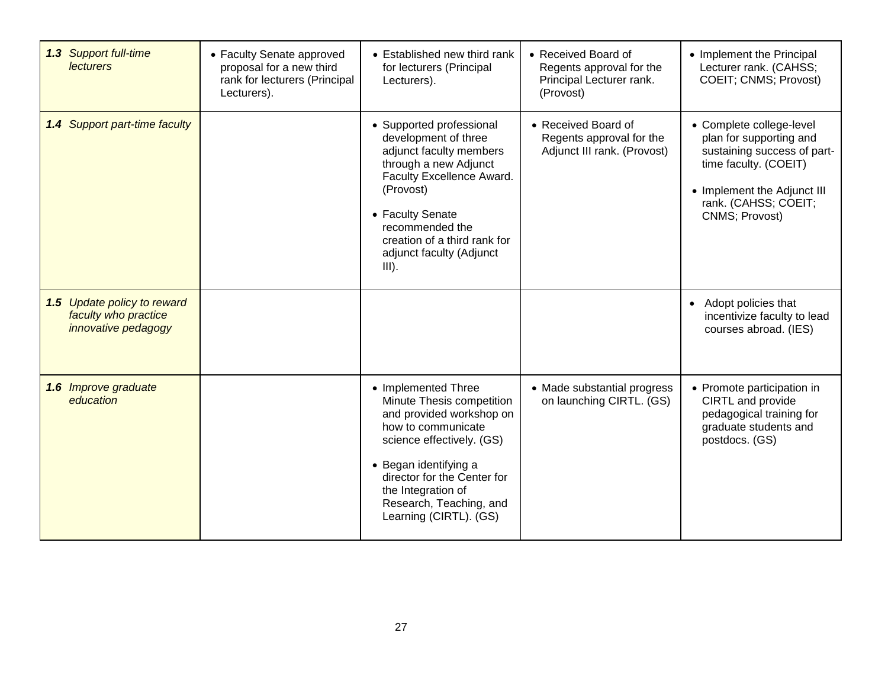| | | | | |
|---|---|---|---|---|
| ***1.3*** *Support full-time lecturers* | • Faculty Senate approved proposal for a new third rank for lecturers (Principal Lecturers). | • Established new third rank for lecturers (Principal Lecturers). | • Received Board of Regents approval for the Principal Lecturer rank. (Provost) | • Implement the Principal Lecturer rank. (CAHSS; COEIT; CNMS; Provost) |
| ***1.4*** *Support part-time faculty* | | • Supported professional development of three adjunct faculty members through a new Adjunct Faculty Excellence Award. (Provost)<br><br>• Faculty Senate recommended the creation of a third rank for adjunct faculty (Adjunct III). | • Received Board of Regents approval for the Adjunct III rank. (Provost) | • Complete college-level plan for supporting and sustaining success of part-time faculty. (COEIT)<br><br>• Implement the Adjunct III rank. (CAHSS; COEIT; CNMS; Provost) |
| ***1.5*** *Update policy to reward faculty who practice innovative pedagogy* | | | | • Adopt policies that incentivize faculty to lead courses abroad. (IES) |
| ***1.6*** *Improve graduate education* | | • Implemented Three Minute Thesis competition and provided workshop on how to communicate science effectively. (GS)<br><br>• Began identifying a director for the Center for the Integration of Research, Teaching, and Learning (CIRTL). (GS) | • Made substantial progress on launching CIRTL. (GS) | • Promote participation in CIRTL and provide pedagogical training for graduate students and postdocs. (GS) |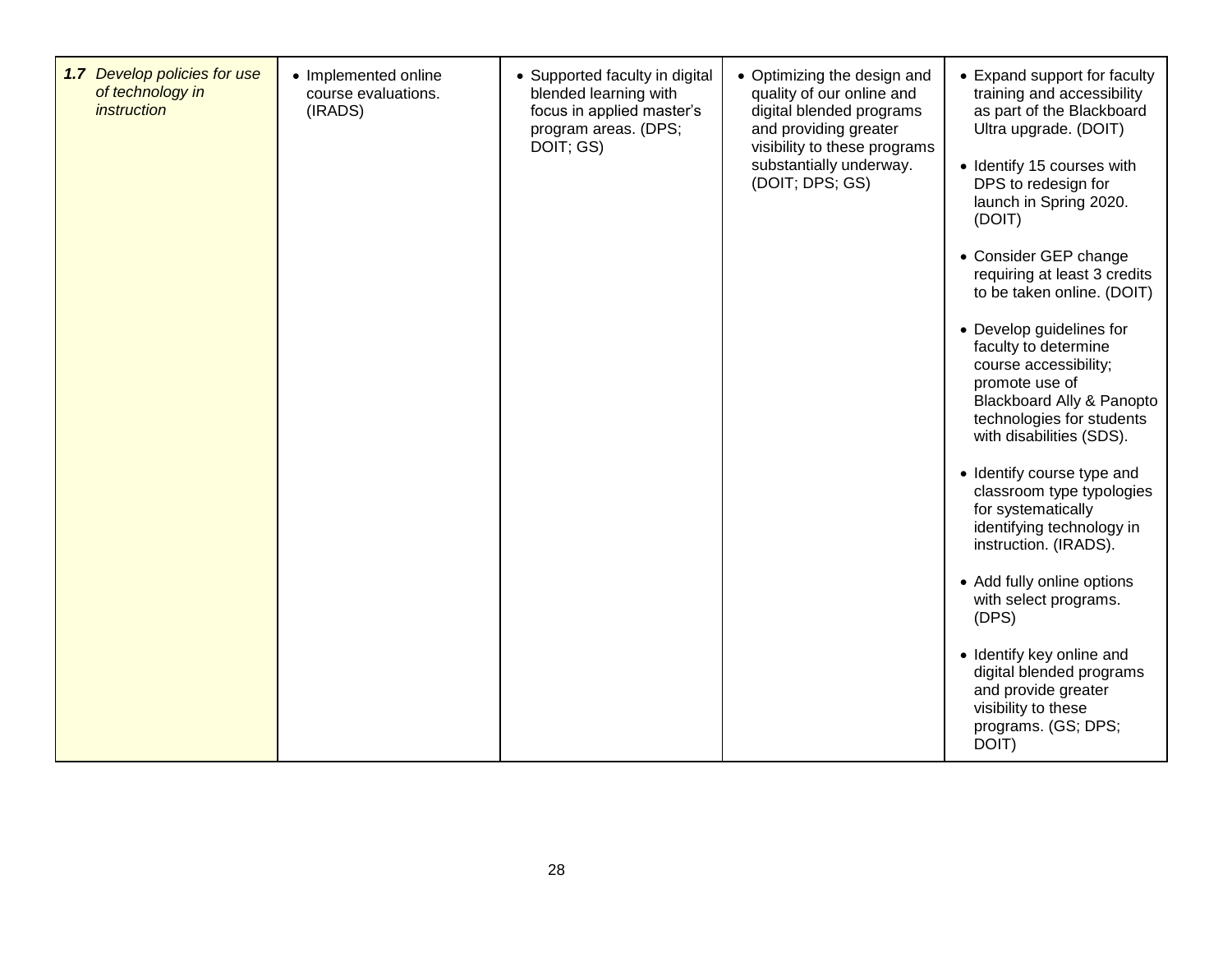| | | | | |
|---|---|---|---|---|
| ***1.7*** *Develop policies for use of technology in instruction* | • Implemented online course evaluations. (IRADS) | • Supported faculty in digital blended learning with focus in applied master's program areas. (DPS; DOIT; GS) | • Optimizing the design and quality of our online and digital blended programs and providing greater visibility to these programs substantially underway. (DOIT; DPS; GS) | • Expand support for faculty training and accessibility as part of the Blackboard Ultra upgrade. (DOIT)<br>• Identify 15 courses with DPS to redesign for launch in Spring 2020. (DOIT)<br>• Consider GEP change requiring at least 3 credits to be taken online. (DOIT)<br>• Develop guidelines for faculty to determine course accessibility; promote use of Blackboard Ally & Panopto technologies for students with disabilities (SDS).<br>• Identify course type and classroom type typologies for systematically identifying technology in instruction. (IRADS).<br>• Add fully online options with select programs. (DPS)<br>• Identify key online and digital blended programs and provide greater visibility to these programs. (GS; DPS; DOIT) |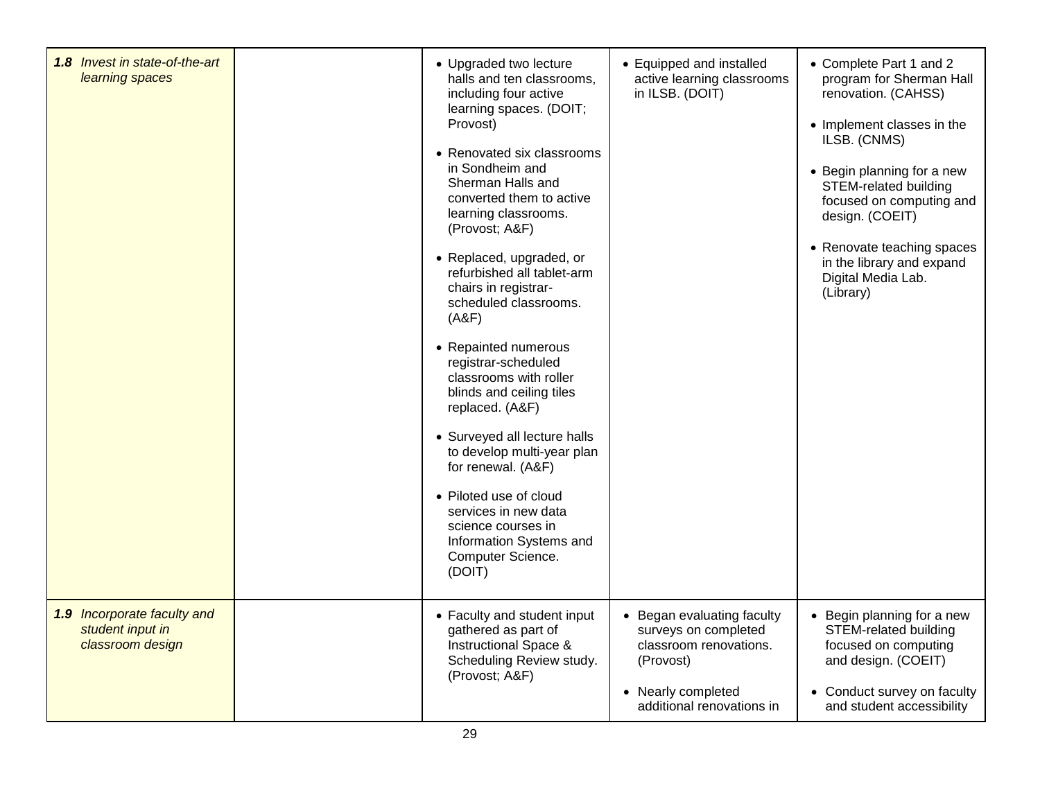| | | | | |
|---|---|---|---|---|
| ***1.8*** *Invest in state-of-the-art learning spaces* | | • Upgraded two lecture halls and ten classrooms, including four active learning spaces. (DOIT; Provost)<br><br>• Renovated six classrooms in Sondheim and Sherman Halls and converted them to active learning classrooms. (Provost; A&F)<br><br>• Replaced, upgraded, or refurbished all tablet-arm chairs in registrar-scheduled classrooms. (A&F)<br><br>• Repainted numerous registrar-scheduled classrooms with roller blinds and ceiling tiles replaced. (A&F)<br><br>• Surveyed all lecture halls to develop multi-year plan for renewal. (A&F)<br><br>• Piloted use of cloud services in new data science courses in Information Systems and Computer Science. (DOIT) | • Equipped and installed active learning classrooms in ILSB. (DOIT) | • Complete Part 1 and 2 program for Sherman Hall renovation. (CAHSS)<br><br>• Implement classes in the ILSB. (CNMS)<br><br>• Begin planning for a new STEM-related building focused on computing and design. (COEIT)<br><br>• Renovate teaching spaces in the library and expand Digital Media Lab. (Library) |
| ***1.9*** *Incorporate faculty and student input in classroom design* | | • Faculty and student input gathered as part of Instructional Space & Scheduling Review study. (Provost; A&F) | • Began evaluating faculty surveys on completed classroom renovations. (Provost)<br><br>• Nearly completed additional renovations in | • Begin planning for a new STEM-related building focused on computing and design. (COEIT)<br><br>• Conduct survey on faculty and student accessibility |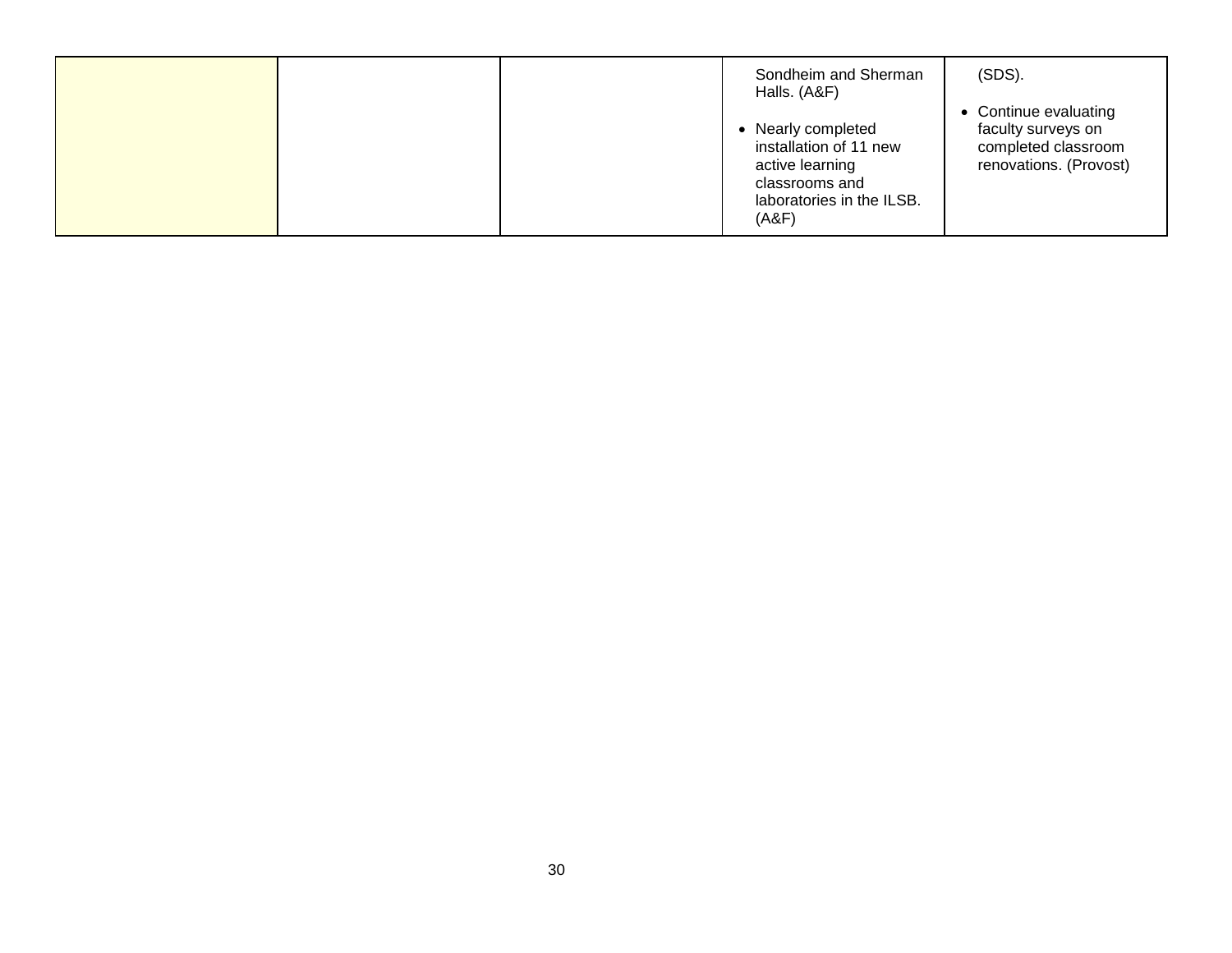|  |  |  | Sondheim and Sherman Halls. (A&F)<br><br>• Nearly completed installation of 11 new active learning classrooms and laboratories in the ILSB. (A&F) | (SDS).<br><br>• Continue evaluating faculty surveys on completed classroom renovations. (Provost) |
|---|---|---|---|---|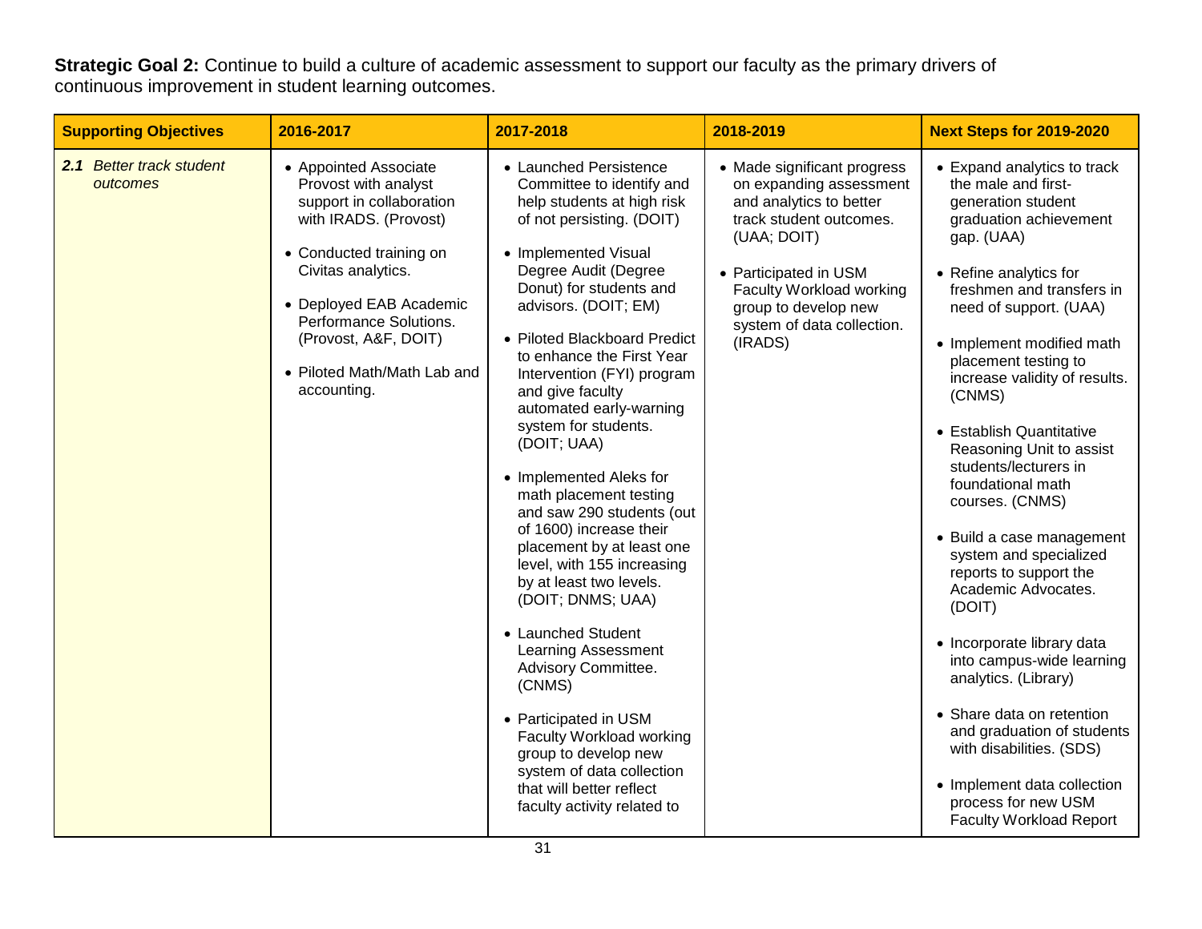**Strategic Goal 2:** Continue to build a culture of academic assessment to support our faculty as the primary drivers of continuous improvement in student learning outcomes.

| Supporting Objectives | 2016-2017 | 2017-2018 | 2018-2019 | Next Steps for 2019-2020 |
|---|---|---|---|---|
| ***2.1*** *Better track student outcomes* | • Appointed Associate Provost with analyst support in collaboration with IRADS. (Provost)<br><br>• Conducted training on Civitas analytics.<br><br>• Deployed EAB Academic Performance Solutions. (Provost, A&F, DOIT)<br><br>• Piloted Math/Math Lab and accounting. | • Launched Persistence Committee to identify and help students at high risk of not persisting. (DOIT)<br><br>• Implemented Visual Degree Audit (Degree Donut) for students and advisors. (DOIT; EM)<br><br>• Piloted Blackboard Predict to enhance the First Year Intervention (FYI) program and give faculty automated early-warning system for students. (DOIT; UAA)<br><br>• Implemented Aleks for math placement testing and saw 290 students (out of 1600) increase their placement by at least one level, with 155 increasing by at least two levels. (DOIT; DNMS; UAA)<br><br>• Launched Student Learning Assessment Advisory Committee. (CNMS)<br><br>• Participated in USM Faculty Workload working group to develop new system of data collection that will better reflect faculty activity related to | • Made significant progress on expanding assessment and analytics to better track student outcomes. (UAA; DOIT)<br><br>• Participated in USM Faculty Workload working group to develop new system of data collection. (IRADS) | • Expand analytics to track the male and first-generation student graduation achievement gap. (UAA)<br><br>• Refine analytics for freshmen and transfers in need of support. (UAA)<br><br>• Implement modified math placement testing to increase validity of results. (CNMS)<br><br>• Establish Quantitative Reasoning Unit to assist students/lecturers in foundational math courses. (CNMS)<br><br>• Build a case management system and specialized reports to support the Academic Advocates. (DOIT)<br><br>• Incorporate library data into campus-wide learning analytics. (Library)<br><br>• Share data on retention and graduation of students with disabilities. (SDS)<br><br>• Implement data collection process for new USM Faculty Workload Report |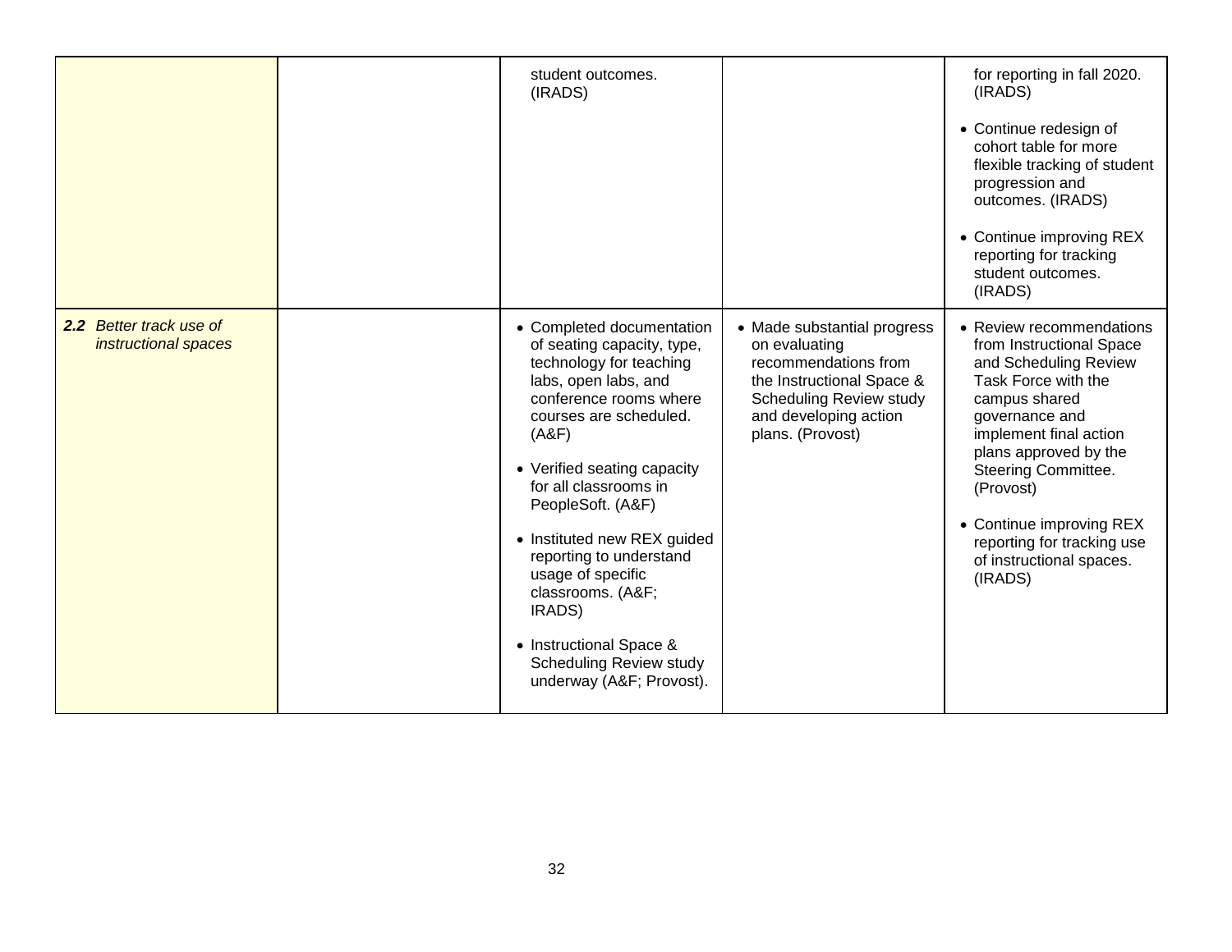| | | | | |
|---|---|---|---|---|
| | | student outcomes. (IRADS) | | for reporting in fall 2020. (IRADS)<br><br>• Continue redesign of cohort table for more flexible tracking of student progression and outcomes. (IRADS)<br><br>• Continue improving REX reporting for tracking student outcomes. (IRADS) |
| ***2.2*** *Better track use of instructional spaces* | | • Completed documentation of seating capacity, type, technology for teaching labs, open labs, and conference rooms where courses are scheduled. (A&F)<br><br>• Verified seating capacity for all classrooms in PeopleSoft. (A&F)<br><br>• Instituted new REX guided reporting to understand usage of specific classrooms. (A&F; IRADS)<br><br>• Instructional Space & Scheduling Review study underway (A&F; Provost). | • Made substantial progress on evaluating recommendations from the Instructional Space & Scheduling Review study and developing action plans. (Provost) | • Review recommendations from Instructional Space and Scheduling Review Task Force with the campus shared governance and implement final action plans approved by the Steering Committee. (Provost)<br><br>• Continue improving REX reporting for tracking use of instructional spaces. (IRADS) |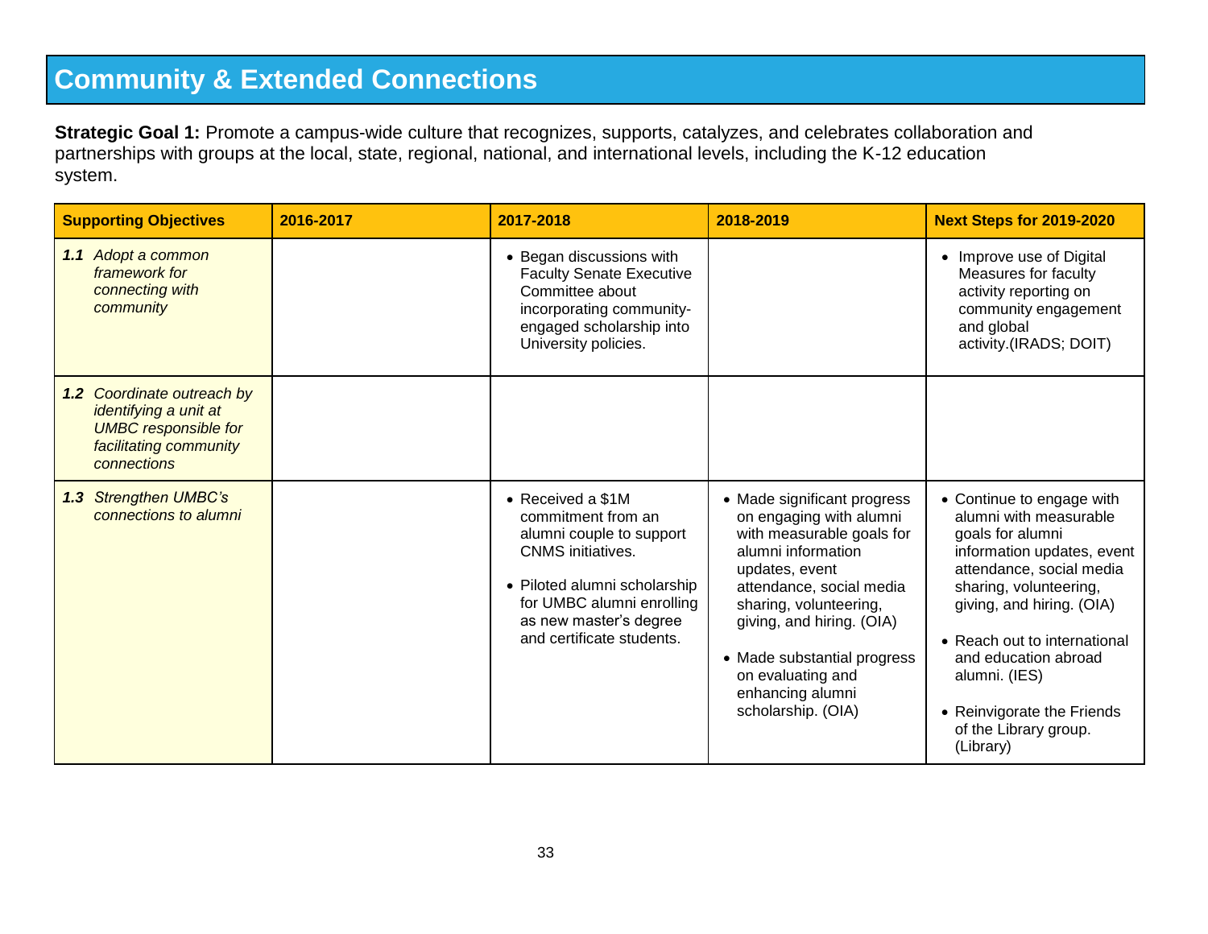# Community & Extended Connections

**Strategic Goal 1:** Promote a campus-wide culture that recognizes, supports, catalyzes, and celebrates collaboration and partnerships with groups at the local, state, regional, national, and international levels, including the K-12 education system.

| Supporting Objectives | 2016-2017 | 2017-2018 | 2018-2019 | Next Steps for 2019-2020 |
|---|---|---|---|---|
| ***1.1*** *Adopt a common framework for connecting with community* | | • Began discussions with Faculty Senate Executive Committee about incorporating community-engaged scholarship into University policies. | | • Improve use of Digital Measures for faculty activity reporting on community engagement and global activity.(IRADS; DOIT) |
| ***1.2*** *Coordinate outreach by identifying a unit at UMBC responsible for facilitating community connections* | | | | |
| ***1.3*** *Strengthen UMBC's connections to alumni* | | • Received a $1M commitment from an alumni couple to support CNMS initiatives.<br>• Piloted alumni scholarship for UMBC alumni enrolling as new master's degree and certificate students. | • Made significant progress on engaging with alumni with measurable goals for alumni information updates, event attendance, social media sharing, volunteering, giving, and hiring. (OIA)<br>• Made substantial progress on evaluating and enhancing alumni scholarship. (OIA) | • Continue to engage with alumni with measurable goals for alumni information updates, event attendance, social media sharing, volunteering, giving, and hiring. (OIA)<br>• Reach out to international and education abroad alumni. (IES)<br>• Reinvigorate the Friends of the Library group. (Library) |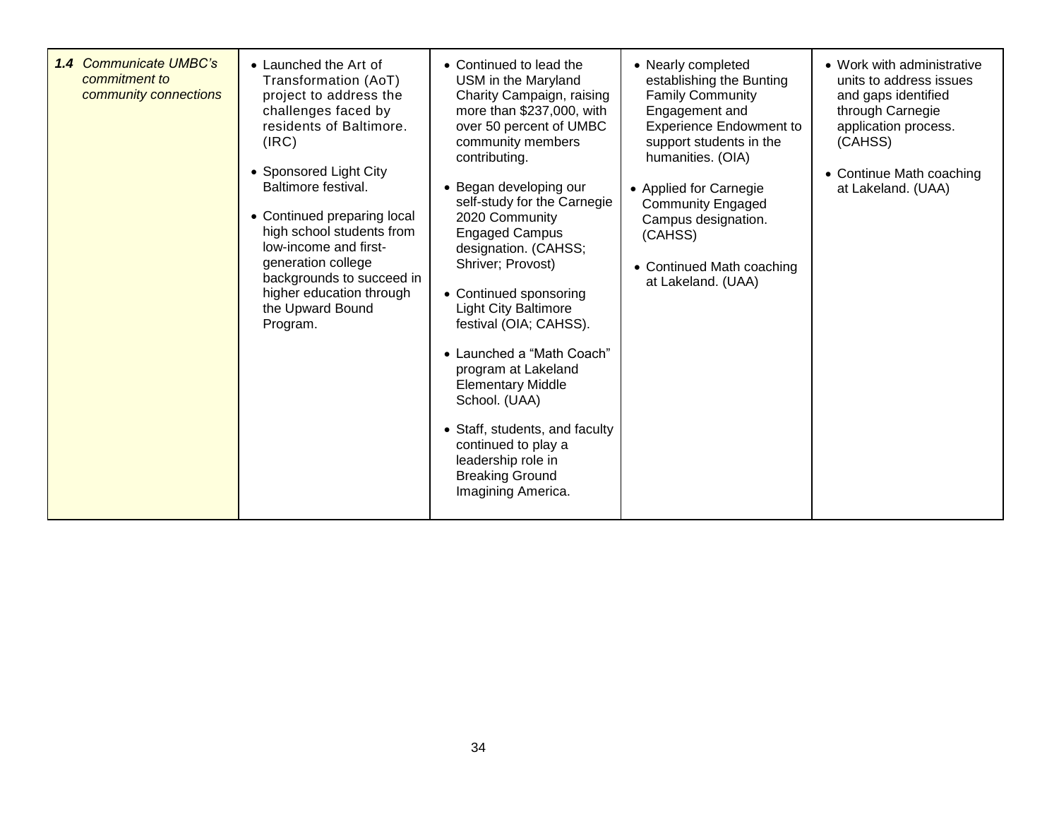| ***1.4*** *Communicate UMBC's commitment to community connections* | • Launched the Art of Transformation (AoT) project to address the challenges faced by residents of Baltimore. (IRC)<br><br>• Sponsored Light City Baltimore festival.<br><br>• Continued preparing local high school students from low-income and first-generation college backgrounds to succeed in higher education through the Upward Bound Program. | • Continued to lead the USM in the Maryland Charity Campaign, raising more than $237,000, with over 50 percent of UMBC community members contributing.<br><br>• Began developing our self-study for the Carnegie 2020 Community Engaged Campus designation. (CAHSS; Shriver; Provost)<br><br>• Continued sponsoring Light City Baltimore festival (OIA; CAHSS).<br><br>• Launched a "Math Coach" program at Lakeland Elementary Middle School. (UAA)<br><br>• Staff, students, and faculty continued to play a leadership role in Breaking Ground Imagining America. | • Nearly completed establishing the Bunting Family Community Engagement and Experience Endowment to support students in the humanities. (OIA)<br><br>• Applied for Carnegie Community Engaged Campus designation. (CAHSS)<br><br>• Continued Math coaching at Lakeland. (UAA) | • Work with administrative units to address issues and gaps identified through Carnegie application process. (CAHSS)<br><br>• Continue Math coaching at Lakeland. (UAA) |
|---|---|---|---|---|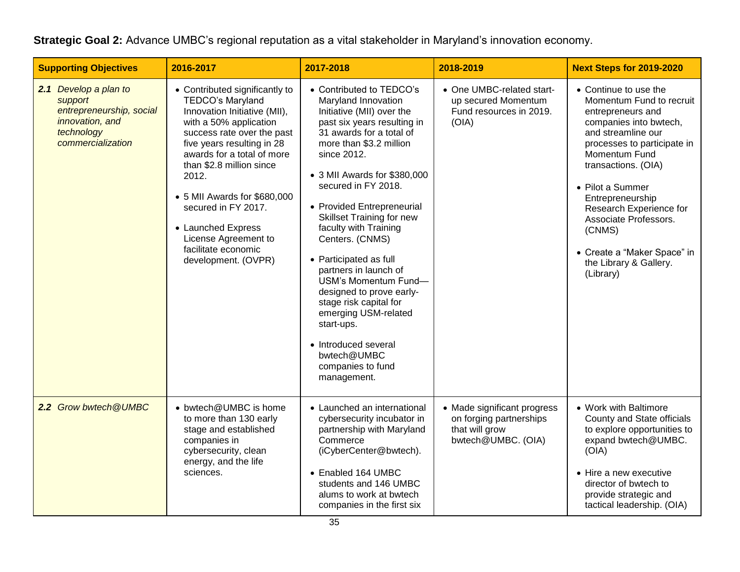**Strategic Goal 2:** Advance UMBC's regional reputation as a vital stakeholder in Maryland's innovation economy.

| Supporting Objectives | 2016-2017 | 2017-2018 | 2018-2019 | Next Steps for 2019-2020 |
|---|---|---|---|---|
| ***2.1*** *Develop a plan to support entrepreneurship, social innovation, and technology commercialization* | • Contributed significantly to TEDCO's Maryland Innovation Initiative (MII), with a 50% application success rate over the past five years resulting in 28 awards for a total of more than $2.8 million since 2012.<br><br>• 5 MII Awards for $680,000 secured in FY 2017.<br><br>• Launched Express License Agreement to facilitate economic development. (OVPR) | • Contributed to TEDCO's Maryland Innovation Initiative (MII) over the past six years resulting in 31 awards for a total of more than $3.2 million since 2012.<br><br>• 3 MII Awards for $380,000 secured in FY 2018.<br><br>• Provided Entrepreneurial Skillset Training for new faculty with Training Centers. (CNMS)<br><br>• Participated as full partners in launch of USM's Momentum Fund—designed to prove early-stage risk capital for emerging USM-related start-ups.<br><br>• Introduced several bwtech@UMBC companies to fund management. | • One UMBC-related start-up secured Momentum Fund resources in 2019. (OIA) | • Continue to use the Momentum Fund to recruit entrepreneurs and companies into bwtech, and streamline our processes to participate in Momentum Fund transactions. (OIA)<br><br>• Pilot a Summer Entrepreneurship Research Experience for Associate Professors. (CNMS)<br><br>• Create a "Maker Space" in the Library & Gallery. (Library) |
| ***2.2*** *Grow bwtech@UMBC* | • bwtech@UMBC is home to more than 130 early stage and established companies in cybersecurity, clean energy, and the life sciences. | • Launched an international cybersecurity incubator in partnership with Maryland Commerce (iCyberCenter@bwtech).<br><br>• Enabled 164 UMBC students and 146 UMBC alums to work at bwtech companies in the first six | • Made significant progress on forging partnerships that will grow bwtech@UMBC. (OIA) | • Work with Baltimore County and State officials to explore opportunities to expand bwtech@UMBC. (OIA)<br><br>• Hire a new executive director of bwtech to provide strategic and tactical leadership. (OIA) |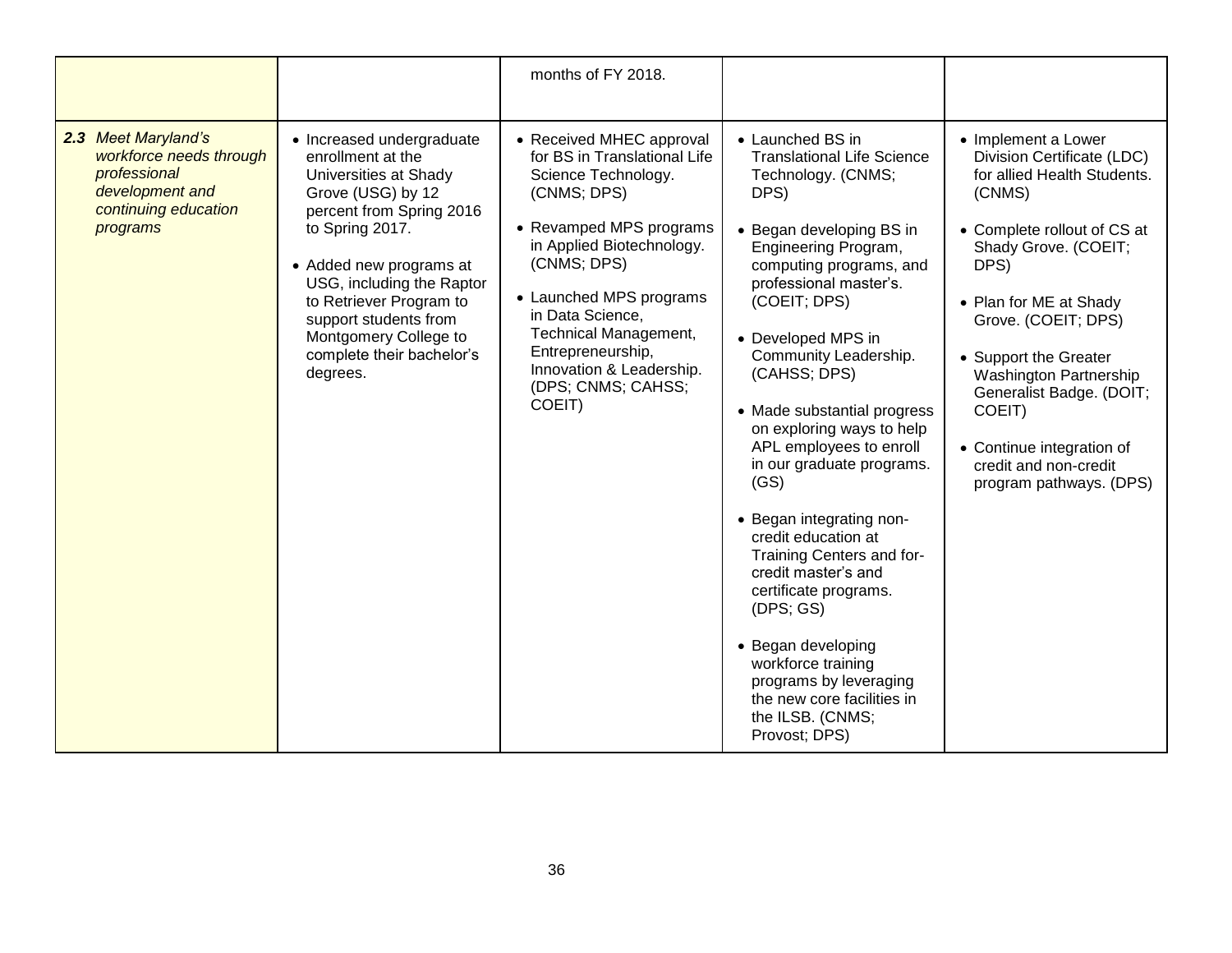| | | | | |
|---|---|---|---|---|
| | | months of FY 2018. | | |
| ***2.3*** *Meet Maryland's workforce needs through professional development and continuing education programs* | • Increased undergraduate enrollment at the Universities at Shady Grove (USG) by 12 percent from Spring 2016 to Spring 2017.<br><br>• Added new programs at USG, including the Raptor to Retriever Program to support students from Montgomery College to complete their bachelor's degrees. | • Received MHEC approval for BS in Translational Life Science Technology. (CNMS; DPS)<br><br>• Revamped MPS programs in Applied Biotechnology. (CNMS; DPS)<br><br>• Launched MPS programs in Data Science, Technical Management, Entrepreneurship, Innovation & Leadership. (DPS; CNMS; CAHSS; COEIT) | • Launched BS in Translational Life Science Technology. (CNMS; DPS)<br><br>• Began developing BS in Engineering Program, computing programs, and professional master's. (COEIT; DPS)<br><br>• Developed MPS in Community Leadership. (CAHSS; DPS)<br><br>• Made substantial progress on exploring ways to help APL employees to enroll in our graduate programs. (GS)<br><br>• Began integrating non-credit education at Training Centers and for-credit master's and certificate programs. (DPS; GS)<br><br>• Began developing workforce training programs by leveraging the new core facilities in the ILSB. (CNMS; Provost; DPS) | • Implement a Lower Division Certificate (LDC) for allied Health Students. (CNMS)<br><br>• Complete rollout of CS at Shady Grove. (COEIT; DPS)<br><br>• Plan for ME at Shady Grove. (COEIT; DPS)<br><br>• Support the Greater Washington Partnership Generalist Badge. (DOIT; COEIT)<br><br>• Continue integration of credit and non-credit program pathways. (DPS) |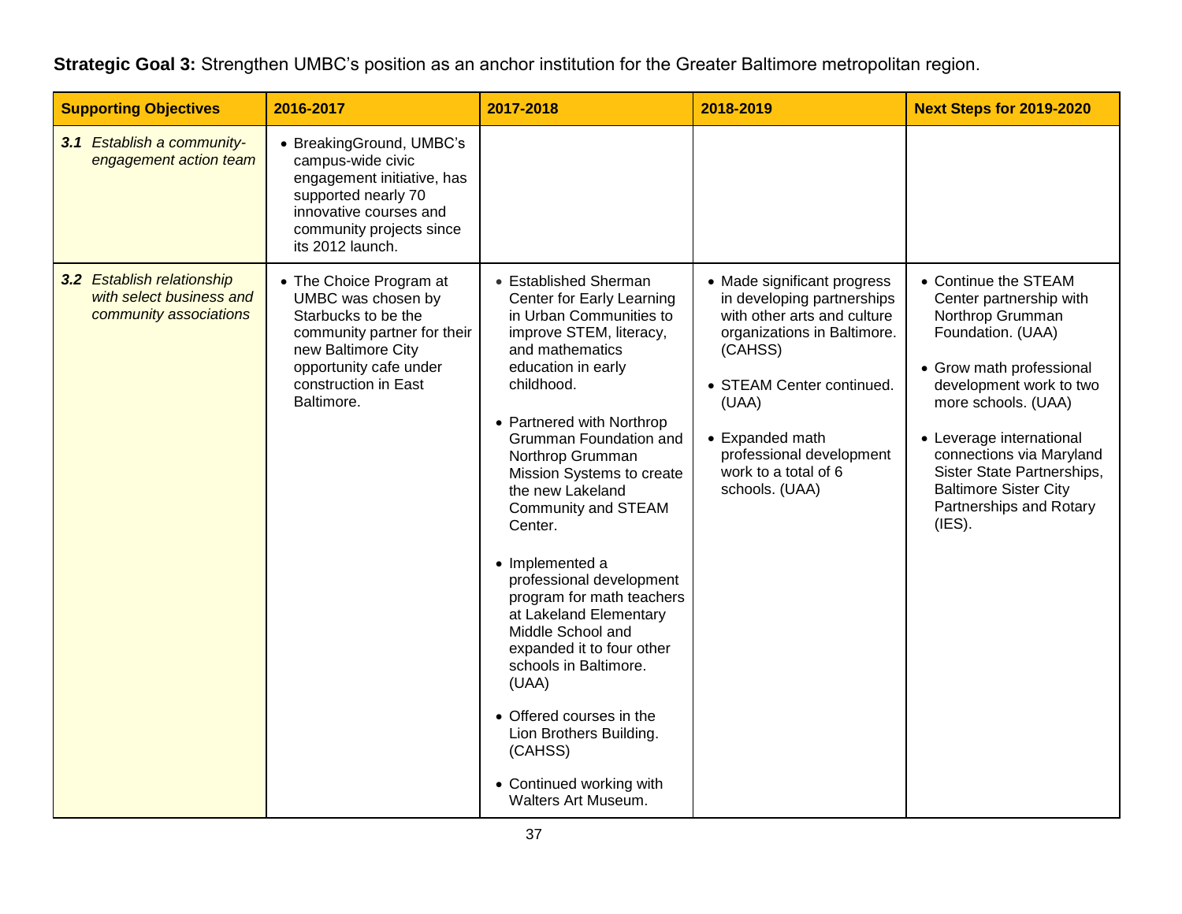**Strategic Goal 3:** Strengthen UMBC's position as an anchor institution for the Greater Baltimore metropolitan region.

| Supporting Objectives | 2016-2017 | 2017-2018 | 2018-2019 | Next Steps for 2019-2020 |
|---|---|---|---|---|
| ***3.1*** *Establish a community-engagement action team* | • BreakingGround, UMBC's campus-wide civic engagement initiative, has supported nearly 70 innovative courses and community projects since its 2012 launch. | | | |
| ***3.2*** *Establish relationship with select business and community associations* | • The Choice Program at UMBC was chosen by Starbucks to be the community partner for their new Baltimore City opportunity cafe under construction in East Baltimore. | • Established Sherman Center for Early Learning in Urban Communities to improve STEM, literacy, and mathematics education in early childhood.<br><br>• Partnered with Northrop Grumman Foundation and Northrop Grumman Mission Systems to create the new Lakeland Community and STEAM Center.<br><br>• Implemented a professional development program for math teachers at Lakeland Elementary Middle School and expanded it to four other schools in Baltimore. (UAA)<br><br>• Offered courses in the Lion Brothers Building. (CAHSS)<br><br>• Continued working with Walters Art Museum. | • Made significant progress in developing partnerships with other arts and culture organizations in Baltimore. (CAHSS)<br><br>• STEAM Center continued. (UAA)<br><br>• Expanded math professional development work to a total of 6 schools. (UAA) | • Continue the STEAM Center partnership with Northrop Grumman Foundation. (UAA)<br><br>• Grow math professional development work to two more schools. (UAA)<br><br>• Leverage international connections via Maryland Sister State Partnerships, Baltimore Sister City Partnerships and Rotary (IES). |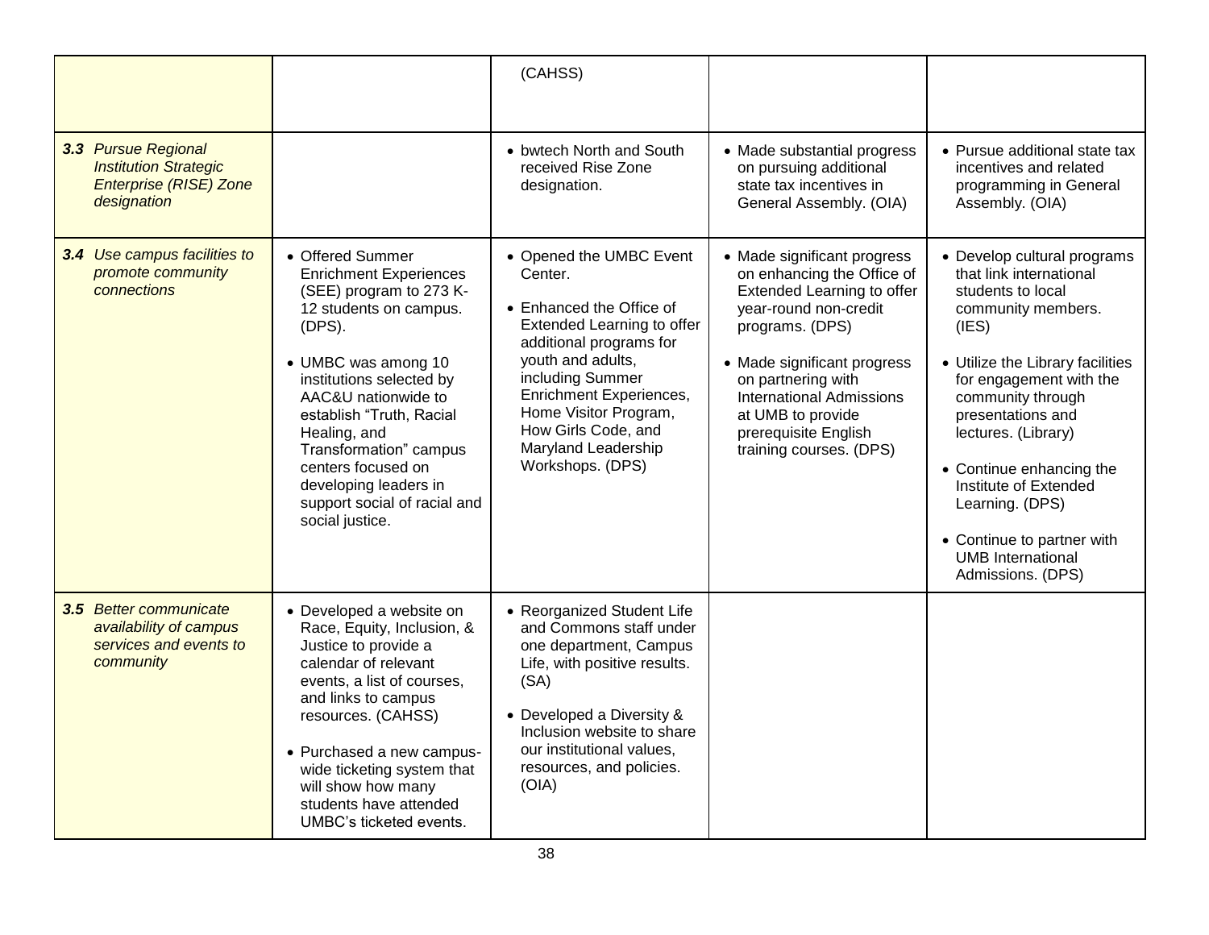| | | | | |
|---|---|---|---|---|
| | | (CAHSS) | | |
| ***3.3*** *Pursue Regional Institution Strategic Enterprise (RISE) Zone designation* | | • bwtech North and South received Rise Zone designation. | • Made substantial progress on pursuing additional state tax incentives in General Assembly. (OIA) | • Pursue additional state tax incentives and related programming in General Assembly. (OIA) |
| ***3.4*** *Use campus facilities to promote community connections* | • Offered Summer Enrichment Experiences (SEE) program to 273 K-12 students on campus. (DPS).<br><br>• UMBC was among 10 institutions selected by AAC&U nationwide to establish "Truth, Racial Healing, and Transformation" campus centers focused on developing leaders in support social of racial and social justice. | • Opened the UMBC Event Center.<br><br>• Enhanced the Office of Extended Learning to offer additional programs for youth and adults, including Summer Enrichment Experiences, Home Visitor Program, How Girls Code, and Maryland Leadership Workshops. (DPS) | • Made significant progress on enhancing the Office of Extended Learning to offer year-round non-credit programs. (DPS)<br><br>• Made significant progress on partnering with International Admissions at UMB to provide prerequisite English training courses. (DPS) | • Develop cultural programs that link international students to local community members. (IES)<br><br>• Utilize the Library facilities for engagement with the community through presentations and lectures. (Library)<br><br>• Continue enhancing the Institute of Extended Learning. (DPS)<br><br>• Continue to partner with UMB International Admissions. (DPS) |
| ***3.5*** *Better communicate availability of campus services and events to community* | • Developed a website on Race, Equity, Inclusion, & Justice to provide a calendar of relevant events, a list of courses, and links to campus resources. (CAHSS)<br><br>• Purchased a new campus-wide ticketing system that will show how many students have attended UMBC's ticketed events. | • Reorganized Student Life and Commons staff under one department, Campus Life, with positive results. (SA)<br><br>• Developed a Diversity & Inclusion website to share our institutional values, resources, and policies. (OIA) | | |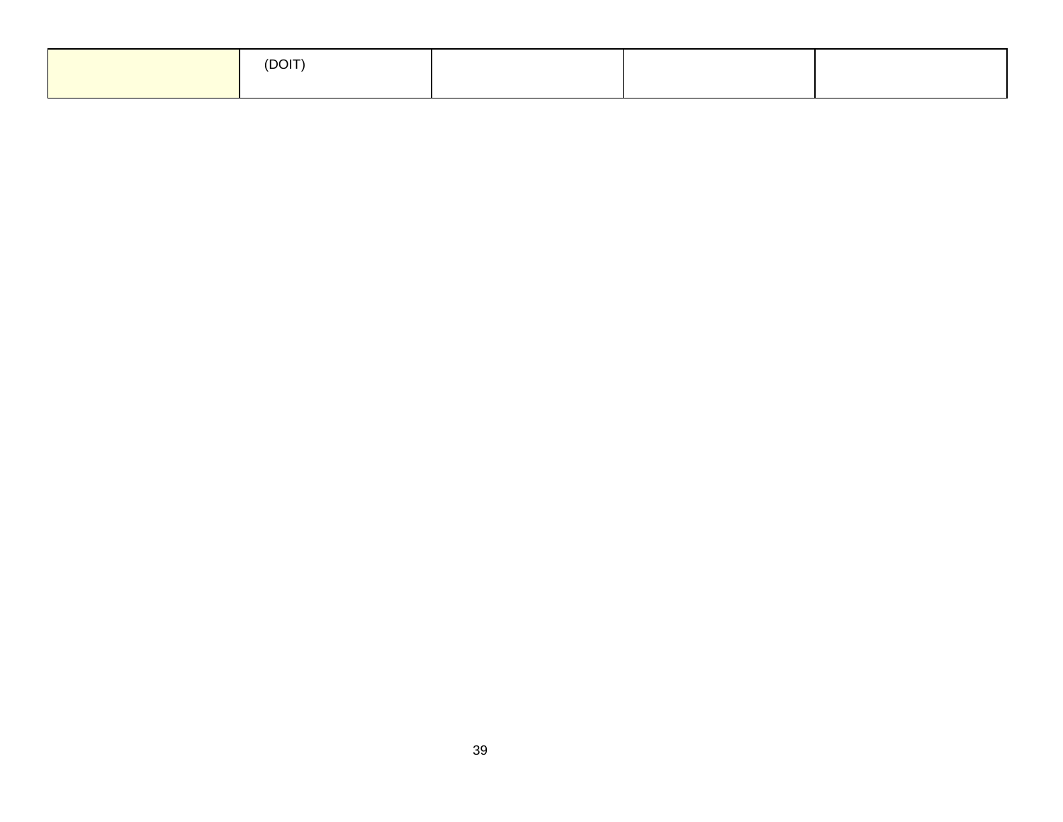|  | (DOIT) |  |  |  |
| --- | --- | --- | --- | --- |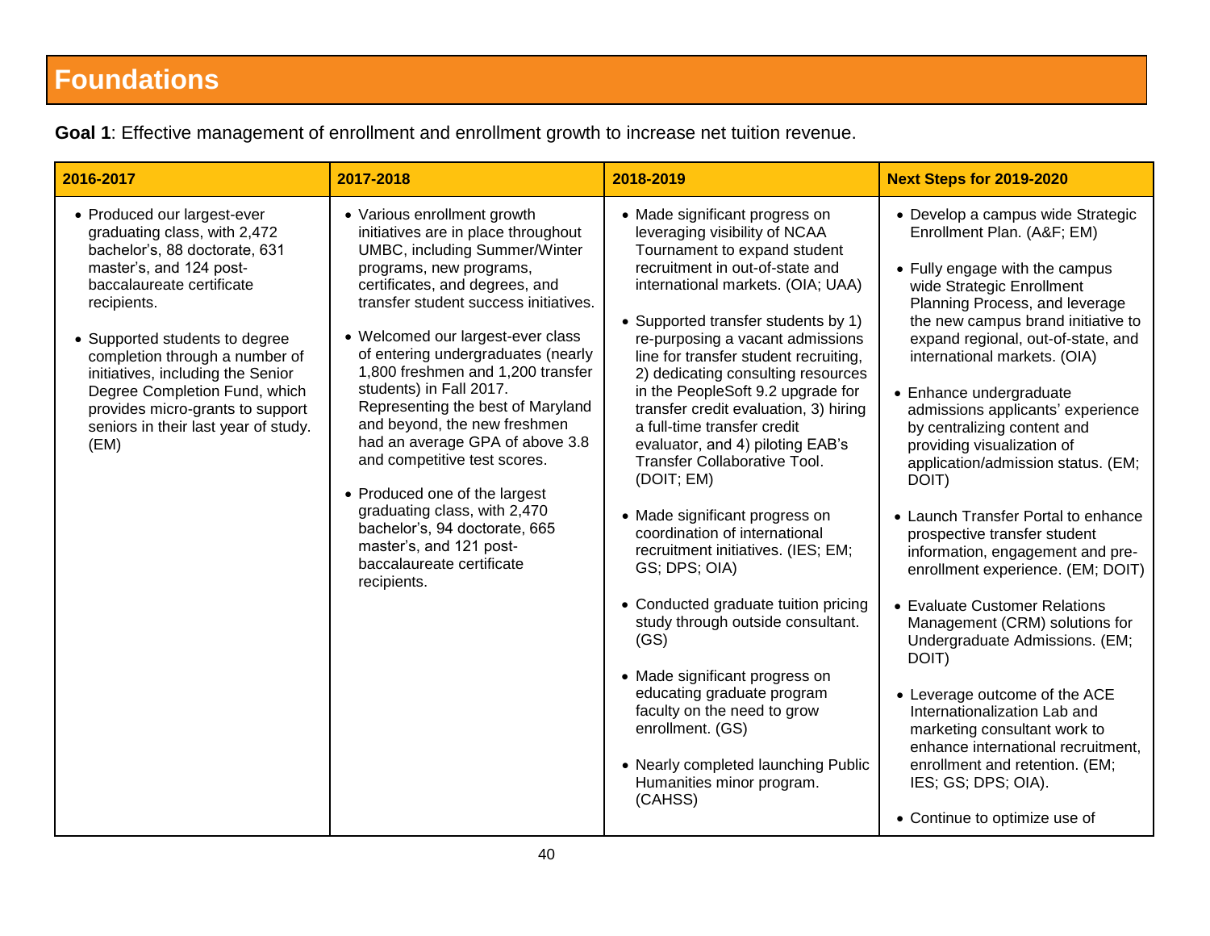# Foundations

**Goal 1**: Effective management of enrollment and enrollment growth to increase net tuition revenue.

| 2016-2017 | 2017-2018 | 2018-2019 | Next Steps for 2019-2020 |
|---|---|---|---|
| • Produced our largest-ever graduating class, with 2,472 bachelor's, 88 doctorate, 631 master's, and 124 post-baccalaureate certificate recipients.<br><br>• Supported students to degree completion through a number of initiatives, including the Senior Degree Completion Fund, which provides micro-grants to support seniors in their last year of study. (EM) | • Various enrollment growth initiatives are in place throughout UMBC, including Summer/Winter programs, new programs, certificates, and degrees, and transfer student success initiatives.<br><br>• Welcomed our largest-ever class of entering undergraduates (nearly 1,800 freshmen and 1,200 transfer students) in Fall 2017. Representing the best of Maryland and beyond, the new freshmen had an average GPA of above 3.8 and competitive test scores.<br><br>• Produced one of the largest graduating class, with 2,470 bachelor's, 94 doctorate, 665 master's, and 121 post-baccalaureate certificate recipients. | • Made significant progress on leveraging visibility of NCAA Tournament to expand student recruitment in out-of-state and international markets. (OIA; UAA)<br><br>• Supported transfer students by 1) re-purposing a vacant admissions line for transfer student recruiting, 2) dedicating consulting resources in the PeopleSoft 9.2 upgrade for transfer credit evaluation, 3) hiring a full-time transfer credit evaluator, and 4) piloting EAB's Transfer Collaborative Tool. (DOIT; EM)<br><br>• Made significant progress on coordination of international recruitment initiatives. (IES; EM; GS; DPS; OIA)<br><br>• Conducted graduate tuition pricing study through outside consultant. (GS)<br><br>• Made significant progress on educating graduate program faculty on the need to grow enrollment. (GS)<br><br>• Nearly completed launching Public Humanities minor program. (CAHSS) | • Develop a campus wide Strategic Enrollment Plan. (A&F; EM)<br><br>• Fully engage with the campus wide Strategic Enrollment Planning Process, and leverage the new campus brand initiative to expand regional, out-of-state, and international markets. (OIA)<br><br>• Enhance undergraduate admissions applicants' experience by centralizing content and providing visualization of application/admission status. (EM; DOIT)<br><br>• Launch Transfer Portal to enhance prospective transfer student information, engagement and pre-enrollment experience. (EM; DOIT)<br><br>• Evaluate Customer Relations Management (CRM) solutions for Undergraduate Admissions. (EM; DOIT)<br><br>• Leverage outcome of the ACE Internationalization Lab and marketing consultant work to enhance international recruitment, enrollment and retention. (EM; IES; GS; DPS; OIA).<br><br>• Continue to optimize use of |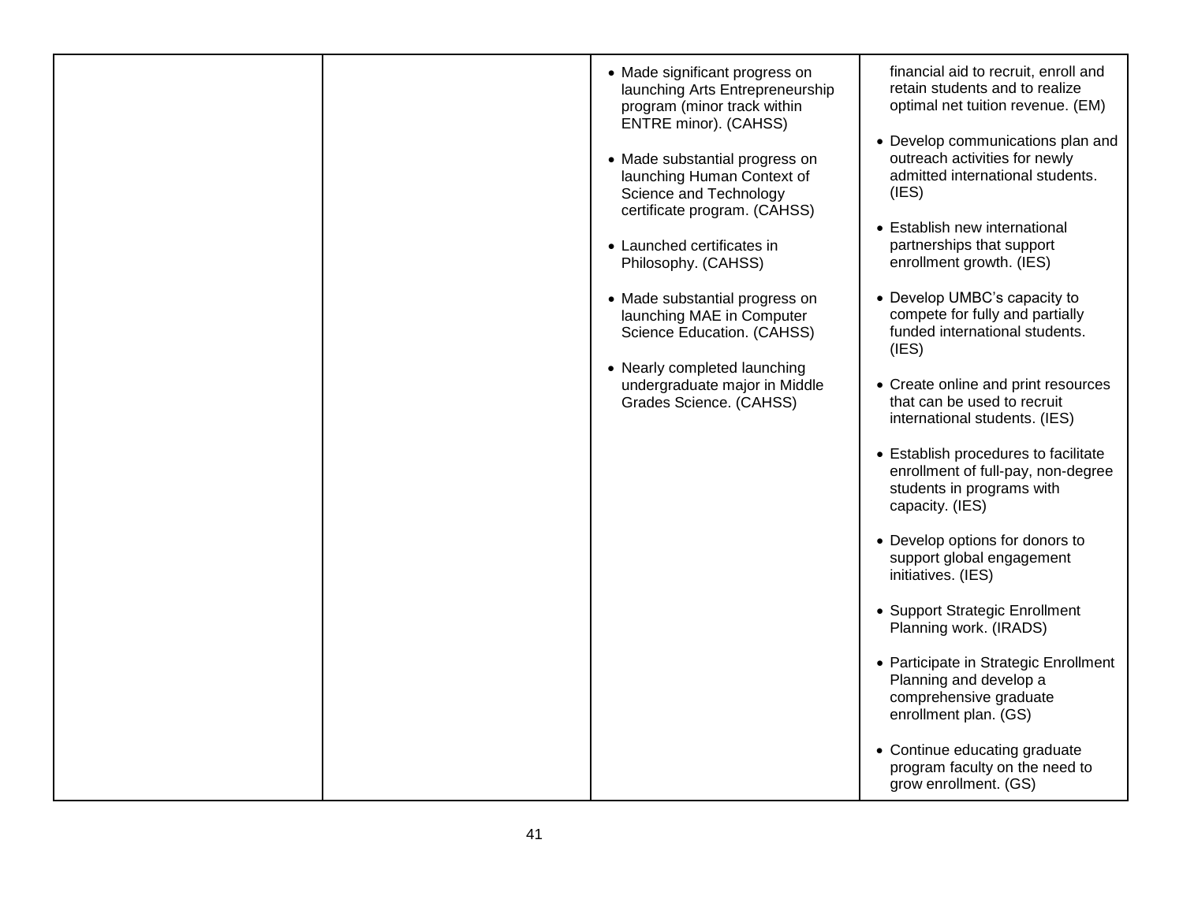| | | | |
|---|---|---|---|
| | | • Made significant progress on launching Arts Entrepreneurship program (minor track within ENTRE minor). (CAHSS)<br><br>• Made substantial progress on launching Human Context of Science and Technology certificate program. (CAHSS)<br><br>• Launched certificates in Philosophy. (CAHSS)<br><br>• Made substantial progress on launching MAE in Computer Science Education. (CAHSS)<br><br>• Nearly completed launching undergraduate major in Middle Grades Science. (CAHSS) | financial aid to recruit, enroll and retain students and to realize optimal net tuition revenue. (EM)<br><br>• Develop communications plan and outreach activities for newly admitted international students. (IES)<br><br>• Establish new international partnerships that support enrollment growth. (IES)<br><br>• Develop UMBC's capacity to compete for fully and partially funded international students. (IES)<br><br>• Create online and print resources that can be used to recruit international students. (IES)<br><br>• Establish procedures to facilitate enrollment of full-pay, non-degree students in programs with capacity. (IES)<br><br>• Develop options for donors to support global engagement initiatives. (IES)<br><br>• Support Strategic Enrollment Planning work. (IRADS)<br><br>• Participate in Strategic Enrollment Planning and develop a comprehensive graduate enrollment plan. (GS)<br><br>• Continue educating graduate program faculty on the need to grow enrollment. (GS) |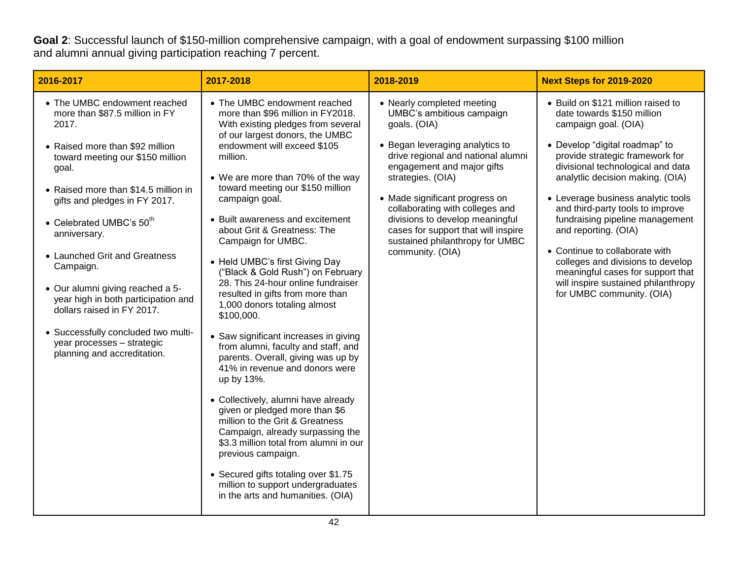**Goal 2**: Successful launch of $150-million comprehensive campaign, with a goal of endowment surpassing $100 million and alumni annual giving participation reaching 7 percent.

| 2016-2017 | 2017-2018 | 2018-2019 | Next Steps for 2019-2020 |
|---|---|---|---|
| • The UMBC endowment reached more than $87.5 million in FY 2017.<br><br>• Raised more than $92 million toward meeting our $150 million goal.<br><br>• Raised more than $14.5 million in gifts and pledges in FY 2017.<br><br>• Celebrated UMBC's 50th anniversary.<br><br>• Launched Grit and Greatness Campaign.<br><br>• Our alumni giving reached a 5-year high in both participation and dollars raised in FY 2017.<br><br>• Successfully concluded two multi-year processes – strategic planning and accreditation. | • The UMBC endowment reached more than $96 million in FY2018. With existing pledges from several of our largest donors, the UMBC endowment will exceed $105 million.<br><br>• We are more than 70% of the way toward meeting our $150 million campaign goal.<br><br>• Built awareness and excitement about Grit & Greatness: The Campaign for UMBC.<br><br>• Held UMBC's first Giving Day ("Black & Gold Rush") on February 28. This 24-hour online fundraiser resulted in gifts from more than 1,000 donors totaling almost $100,000.<br><br>• Saw significant increases in giving from alumni, faculty and staff, and parents. Overall, giving was up by 41% in revenue and donors were up by 13%.<br><br>• Collectively, alumni have already given or pledged more than $6 million to the Grit & Greatness Campaign, already surpassing the $3.3 million total from alumni in our previous campaign.<br><br>• Secured gifts totaling over $1.75 million to support undergraduates in the arts and humanities. (OIA) | • Nearly completed meeting UMBC's ambitious campaign goals. (OIA)<br><br>• Began leveraging analytics to drive regional and national alumni engagement and major gifts strategies. (OIA)<br><br>• Made significant progress on collaborating with colleges and divisions to develop meaningful cases for support that will inspire sustained philanthropy for UMBC community. (OIA) | • Build on $121 million raised to date towards $150 million campaign goal. (OIA)<br><br>• Develop "digital roadmap" to provide strategic framework for divisional technological and data analytlic decision making. (OIA)<br><br>• Leverage business analytic tools and third-party tools to improve fundraising pipeline management and reporting. (OIA)<br><br>• Continue to collaborate with colleges and divisions to develop meaningful cases for support that will inspire sustained philanthropy for UMBC community. (OIA) |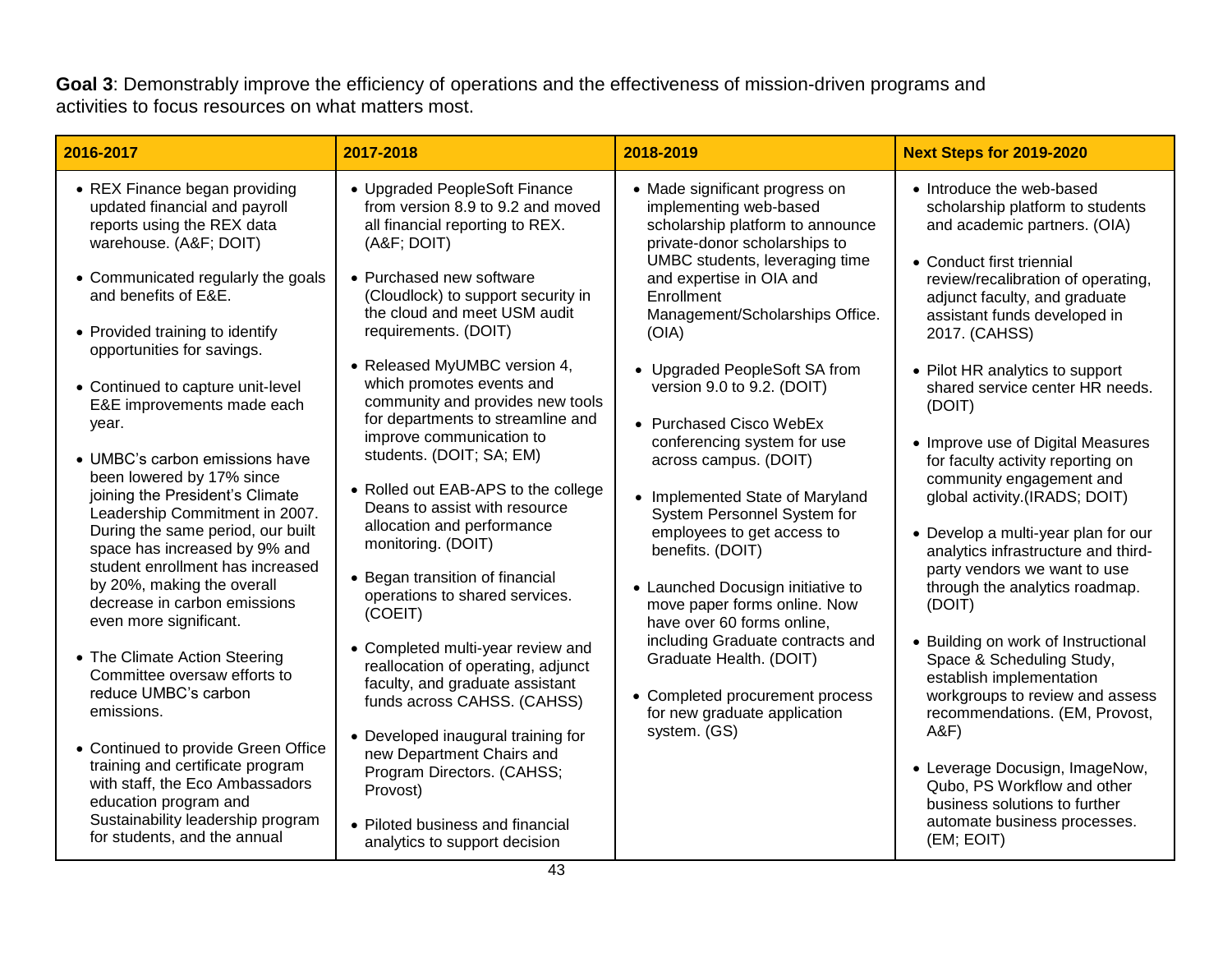**Goal 3**: Demonstrably improve the efficiency of operations and the effectiveness of mission-driven programs and activities to focus resources on what matters most.

| 2016-2017 | 2017-2018 | 2018-2019 | Next Steps for 2019-2020 |
|---|---|---|---|
| • REX Finance began providing updated financial and payroll reports using the REX data warehouse. (A&F; DOIT)<br><br>• Communicated regularly the goals and benefits of E&E.<br><br>• Provided training to identify opportunities for savings.<br><br>• Continued to capture unit-level E&E improvements made each year.<br><br>• UMBC's carbon emissions have been lowered by 17% since joining the President's Climate Leadership Commitment in 2007. During the same period, our built space has increased by 9% and student enrollment has increased by 20%, making the overall decrease in carbon emissions even more significant.<br><br>• The Climate Action Steering Committee oversaw efforts to reduce UMBC's carbon emissions.<br><br>• Continued to provide Green Office training and certificate program with staff, the Eco Ambassadors education program and Sustainability leadership program for students, and the annual | • Upgraded PeopleSoft Finance from version 8.9 to 9.2 and moved all financial reporting to REX. (A&F; DOIT)<br><br>• Purchased new software (Cloudlock) to support security in the cloud and meet USM audit requirements. (DOIT)<br><br>• Released MyUMBC version 4, which promotes events and community and provides new tools for departments to streamline and improve communication to students. (DOIT; SA; EM)<br><br>• Rolled out EAB-APS to the college Deans to assist with resource allocation and performance monitoring. (DOIT)<br><br>• Began transition of financial operations to shared services. (COEIT)<br><br>• Completed multi-year review and reallocation of operating, adjunct faculty, and graduate assistant funds across CAHSS. (CAHSS)<br><br>• Developed inaugural training for new Department Chairs and Program Directors. (CAHSS; Provost)<br><br>• Piloted business and financial analytics to support decision | • Made significant progress on implementing web-based scholarship platform to announce private-donor scholarships to UMBC students, leveraging time and expertise in OIA and Enrollment Management/Scholarships Office. (OIA)<br><br>• Upgraded PeopleSoft SA from version 9.0 to 9.2. (DOIT)<br><br>• Purchased Cisco WebEx conferencing system for use across campus. (DOIT)<br><br>• Implemented State of Maryland System Personnel System for employees to get access to benefits. (DOIT)<br><br>• Launched Docusign initiative to move paper forms online. Now have over 60 forms online, including Graduate contracts and Graduate Health. (DOIT)<br><br>• Completed procurement process for new graduate application system. (GS) | • Introduce the web-based scholarship platform to students and academic partners. (OIA)<br><br>• Conduct first triennial review/recalibration of operating, adjunct faculty, and graduate assistant funds developed in 2017. (CAHSS)<br><br>• Pilot HR analytics to support shared service center HR needs. (DOIT)<br><br>• Improve use of Digital Measures for faculty activity reporting on community engagement and global activity.(IRADS; DOIT)<br><br>• Develop a multi-year plan for our analytics infrastructure and third-party vendors we want to use through the analytics roadmap. (DOIT)<br><br>• Building on work of Instructional Space & Scheduling Study, establish implementation workgroups to review and assess recommendations. (EM, Provost, A&F)<br><br>• Leverage Docusign, ImageNow, Qubo, PS Workflow and other business solutions to further automate business processes. (EM; EOIT) |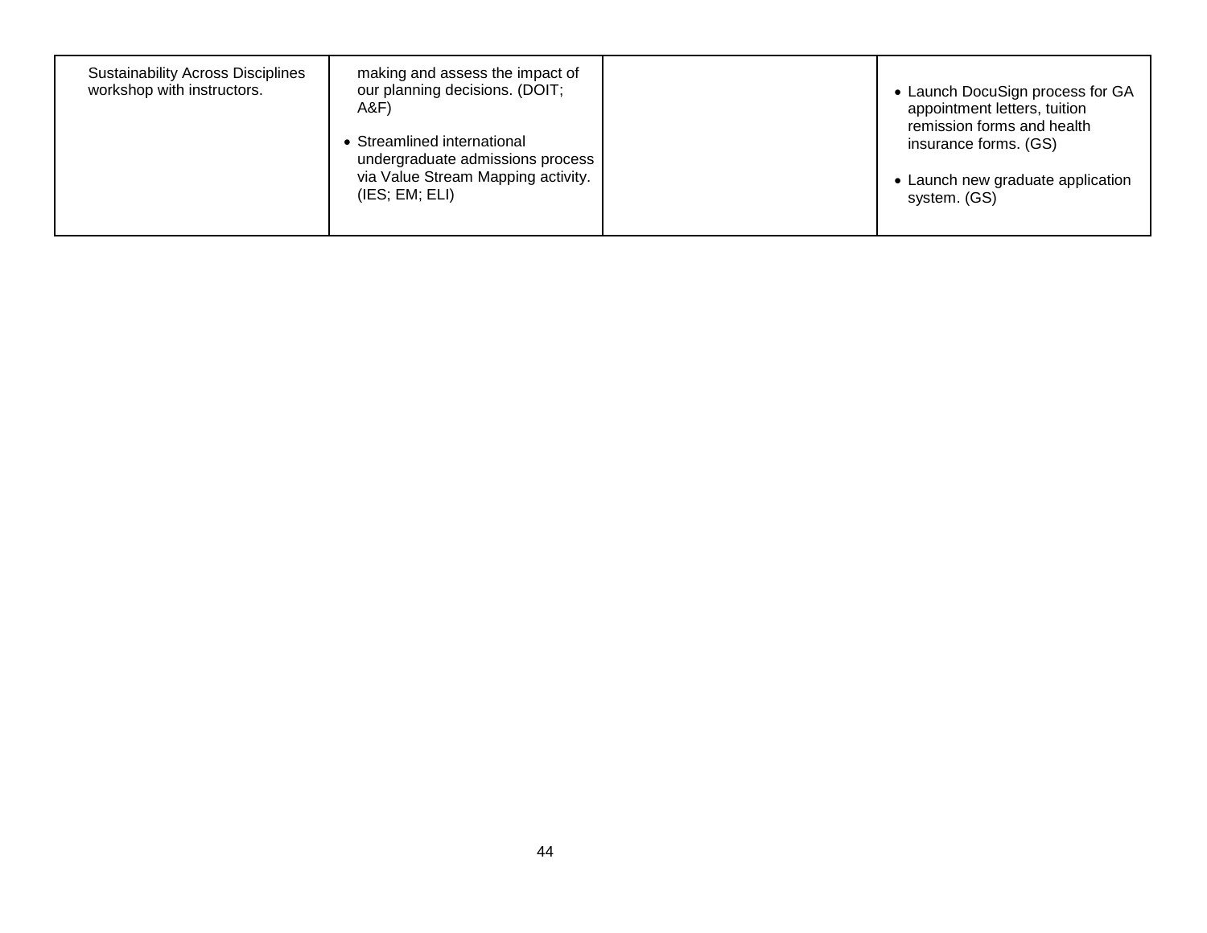| | | | |
|---|---|---|---|
| Sustainability Across Disciplines workshop with instructors. | making and assess the impact of our planning decisions. (DOIT; A&F)<br><br>• Streamlined international undergraduate admissions process via Value Stream Mapping activity. (IES; EM; ELI) | | • Launch DocuSign process for GA appointment letters, tuition remission forms and health insurance forms. (GS)<br><br>• Launch new graduate application system. (GS) |